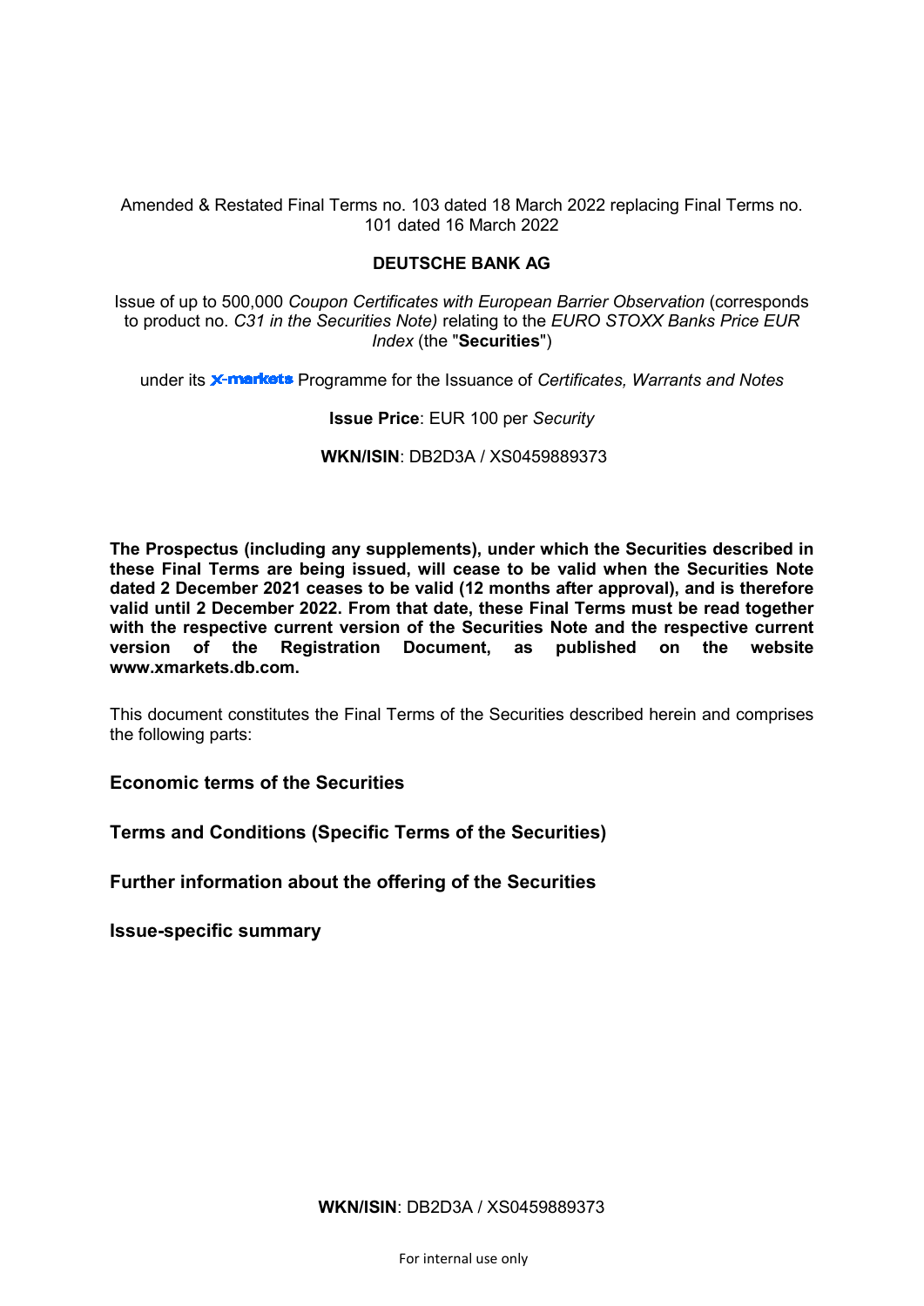Amended & Restated Final Terms no. 103 dated 18 March 2022 replacing Final Terms no. 101 dated 16 March 2022

**DEUTSCHE BANK AG**

Issue of up to 500,000 *Coupon Certificates with European Barrier Observation* (corresponds to product no. *C31 in the Securities Note)* relating to the *EURO STOXX Banks Price EUR Index* (the "**Securities**")

under its x-markets Programme for the Issuance of *Certificates, Warrants and Notes*

**Issue Price**: EUR 100 per *Security*

**WKN/ISIN**: DB2D3A / XS0459889373

**The Prospectus (including any supplements), under which the Securities described in these Final Terms are being issued, will cease to be valid when the Securities Note dated 2 December 2021 ceases to be valid (12 months after approval), and is therefore valid until 2 December 2022. From that date, these Final Terms must be read together with the respective current version of the Securities Note and the respective current version of the Registration Document, as published on the website www.xmarkets.db.com.**

This document constitutes the Final Terms of the Securities described herein and comprises the following parts:

**Economic terms of the Securities**

**Terms and Conditions (Specific Terms of the Securities)**

**Further information about the offering of the Securities**

**Issue-specific summary**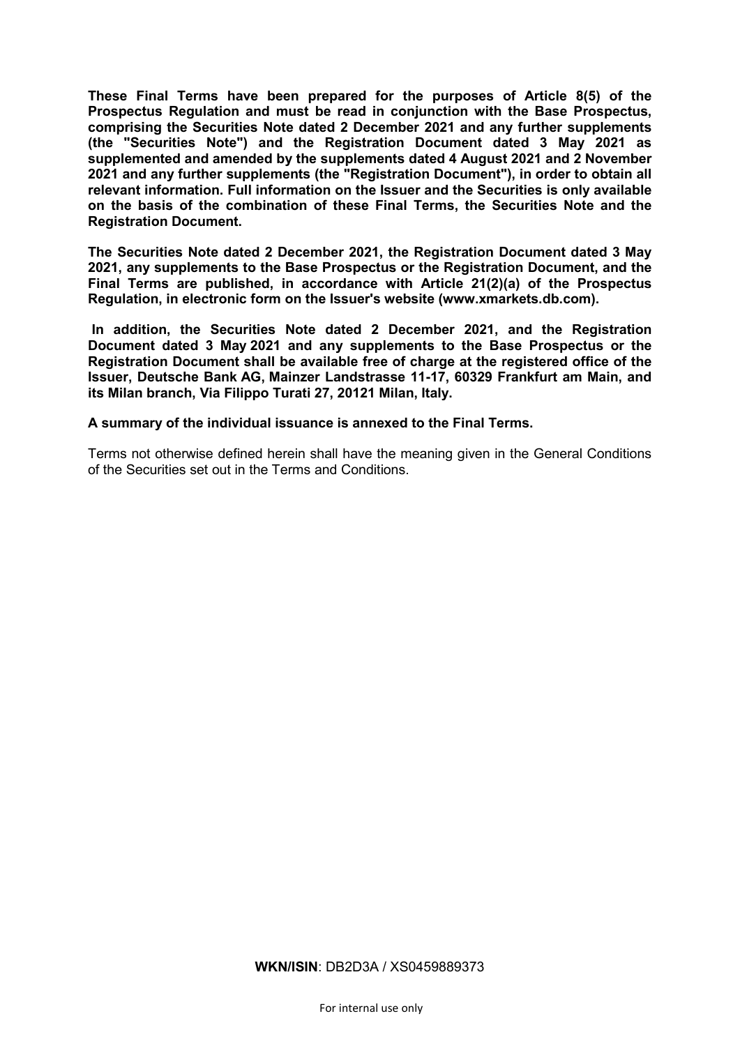**These Final Terms have been prepared for the purposes of Article 8(5) of the Prospectus Regulation and must be read in conjunction with the Base Prospectus, comprising the Securities Note dated 2 December 2021 and any further supplements (the "Securities Note") and the Registration Document dated 3 May 2021 as supplemented and amended by the supplements dated 4 August 2021 and 2 November 2021 and any further supplements (the "Registration Document"), in order to obtain all relevant information. Full information on the Issuer and the Securities is only available on the basis of the combination of these Final Terms, the Securities Note and the Registration Document.**

**The Securities Note dated 2 December 2021, the Registration Document dated 3 May 2021, any supplements to the Base Prospectus or the Registration Document, and the Final Terms are published, in accordance with Article 21(2)(a) of the Prospectus Regulation, in electronic form on the Issuer's website (www.xmarkets.db.com).**

**In addition, the Securities Note dated 2 December 2021, and the Registration Document dated 3 May 2021 and any supplements to the Base Prospectus or the Registration Document shall be available free of charge at the registered office of the Issuer, Deutsche Bank AG, Mainzer Landstrasse 11-17, 60329 Frankfurt am Main, and its Milan branch, Via Filippo Turati 27, 20121 Milan, Italy.**

**A summary of the individual issuance is annexed to the Final Terms.**

Terms not otherwise defined herein shall have the meaning given in the General Conditions of the Securities set out in the Terms and Conditions.

**WKN/ISIN**: DB2D3A / XS0459889373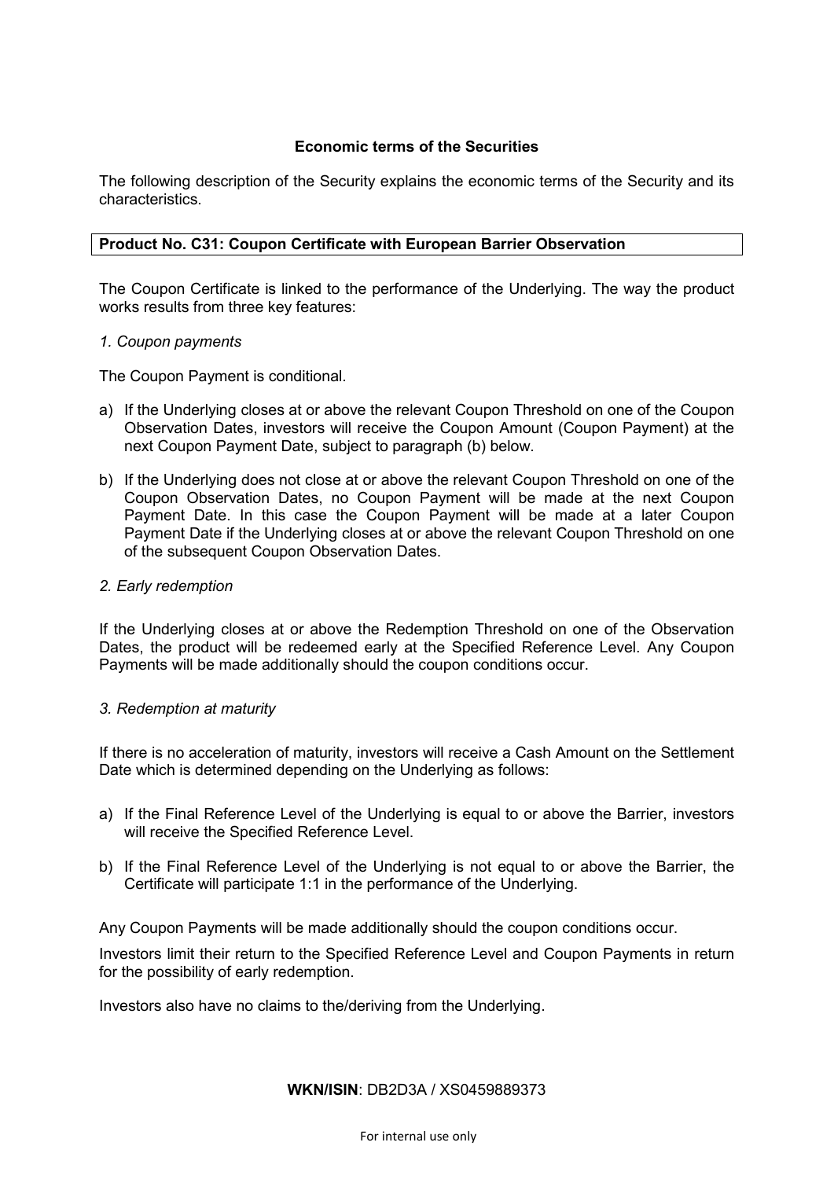## Economic terms of the Securities

The following description of the Security explains the economic terms of the Security and its characteristics.

| **Product No. C31: Coupon Certificate with European Barrier Observation** |
|---|

The Coupon Certificate is linked to the performance of the Underlying. The way the product works results from three key features:

*1. Coupon payments*

The Coupon Payment is conditional.

a) If the Underlying closes at or above the relevant Coupon Threshold on one of the Coupon Observation Dates, investors will receive the Coupon Amount (Coupon Payment) at the next Coupon Payment Date, subject to paragraph (b) below.

b) If the Underlying does not close at or above the relevant Coupon Threshold on one of the Coupon Observation Dates, no Coupon Payment will be made at the next Coupon Payment Date. In this case the Coupon Payment will be made at a later Coupon Payment Date if the Underlying closes at or above the relevant Coupon Threshold on one of the subsequent Coupon Observation Dates.

*2. Early redemption*

If the Underlying closes at or above the Redemption Threshold on one of the Observation Dates, the product will be redeemed early at the Specified Reference Level. Any Coupon Payments will be made additionally should the coupon conditions occur.

*3. Redemption at maturity*

If there is no acceleration of maturity, investors will receive a Cash Amount on the Settlement Date which is determined depending on the Underlying as follows:

a) If the Final Reference Level of the Underlying is equal to or above the Barrier, investors will receive the Specified Reference Level.

b) If the Final Reference Level of the Underlying is not equal to or above the Barrier, the Certificate will participate 1:1 in the performance of the Underlying.

Any Coupon Payments will be made additionally should the coupon conditions occur.

Investors limit their return to the Specified Reference Level and Coupon Payments in return for the possibility of early redemption.

Investors also have no claims to the/deriving from the Underlying.

**WKN/ISIN**: DB2D3A / XS0459889373

For internal use only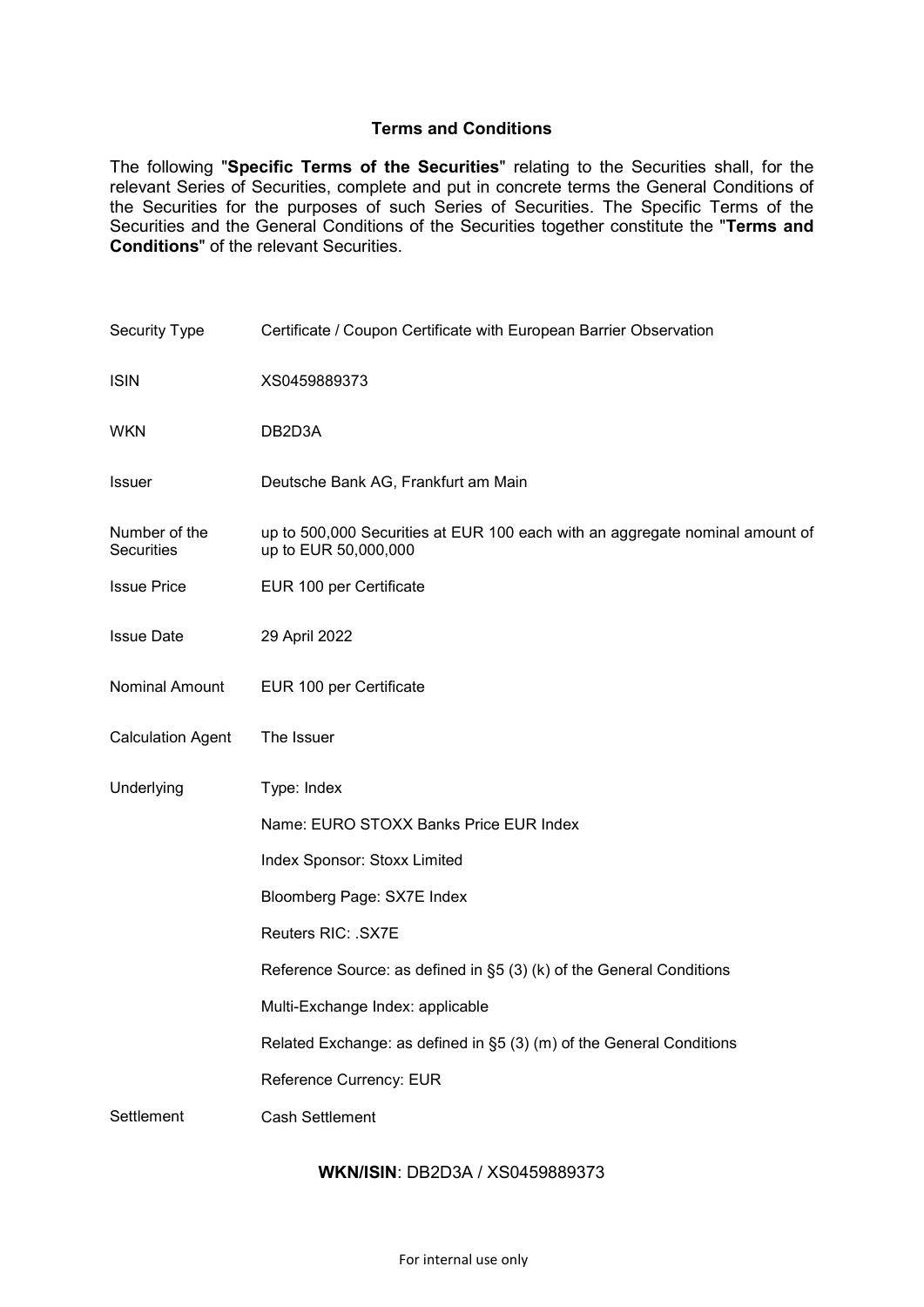## Terms and Conditions

The following "**Specific Terms of the Securities**" relating to the Securities shall, for the relevant Series of Securities, complete and put in concrete terms the General Conditions of the Securities for the purposes of such Series of Securities. The Specific Terms of the Securities and the General Conditions of the Securities together constitute the "**Terms and Conditions**" of the relevant Securities.

| | |
|---|---|
| Security Type | Certificate / Coupon Certificate with European Barrier Observation |
| ISIN | XS0459889373 |
| WKN | DB2D3A |
| Issuer | Deutsche Bank AG, Frankfurt am Main |
| Number of the Securities | up to 500,000 Securities at EUR 100 each with an aggregate nominal amount of up to EUR 50,000,000 |
| Issue Price | EUR 100 per Certificate |
| Issue Date | 29 April 2022 |
| Nominal Amount | EUR 100 per Certificate |
| Calculation Agent | The Issuer |
| Underlying | Type: Index |
| | Name: EURO STOXX Banks Price EUR Index |
| | Index Sponsor: Stoxx Limited |
| | Bloomberg Page: SX7E Index |
| | Reuters RIC: .SX7E |
| | Reference Source: as defined in §5 (3) (k) of the General Conditions |
| | Multi-Exchange Index: applicable |
| | Related Exchange: as defined in §5 (3) (m) of the General Conditions |
| | Reference Currency: EUR |
| Settlement | Cash Settlement |

**WKN/ISIN**: DB2D3A / XS0459889373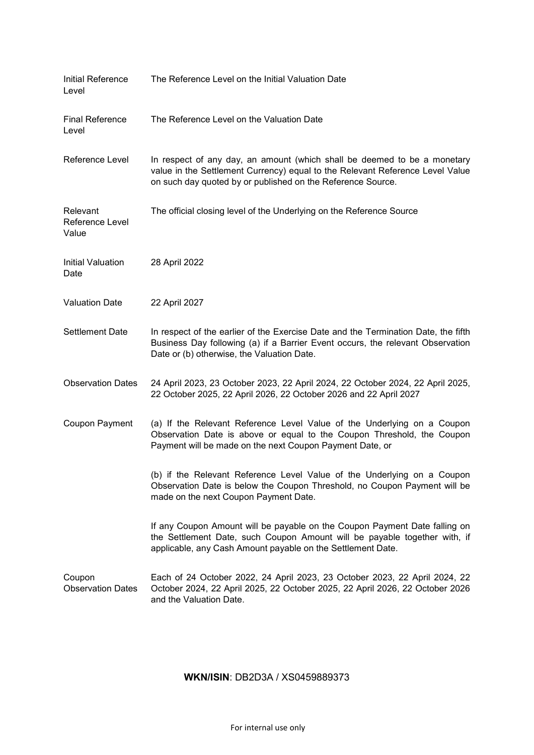| | |
|---|---|
| Initial Reference Level | The Reference Level on the Initial Valuation Date |
| Final Reference Level | The Reference Level on the Valuation Date |
| Reference Level | In respect of any day, an amount (which shall be deemed to be a monetary value in the Settlement Currency) equal to the Relevant Reference Level Value on such day quoted by or published on the Reference Source. |
| Relevant Reference Level Value | The official closing level of the Underlying on the Reference Source |
| Initial Valuation Date | 28 April 2022 |
| Valuation Date | 22 April 2027 |
| Settlement Date | In respect of the earlier of the Exercise Date and the Termination Date, the fifth Business Day following (a) if a Barrier Event occurs, the relevant Observation Date or (b) otherwise, the Valuation Date. |
| Observation Dates | 24 April 2023, 23 October 2023, 22 April 2024, 22 October 2024, 22 April 2025, 22 October 2025, 22 April 2026, 22 October 2026 and 22 April 2027 |
| Coupon Payment | (a) If the Relevant Reference Level Value of the Underlying on a Coupon Observation Date is above or equal to the Coupon Threshold, the Coupon Payment will be made on the next Coupon Payment Date, or<br><br>(b) if the Relevant Reference Level Value of the Underlying on a Coupon Observation Date is below the Coupon Threshold, no Coupon Payment will be made on the next Coupon Payment Date.<br><br>If any Coupon Amount will be payable on the Coupon Payment Date falling on the Settlement Date, such Coupon Amount will be payable together with, if applicable, any Cash Amount payable on the Settlement Date. |
| Coupon Observation Dates | Each of 24 October 2022, 24 April 2023, 23 October 2023, 22 April 2024, 22 October 2024, 22 April 2025, 22 October 2025, 22 April 2026, 22 October 2026 and the Valuation Date. |

**WKN/ISIN**: DB2D3A / XS0459889373

For internal use only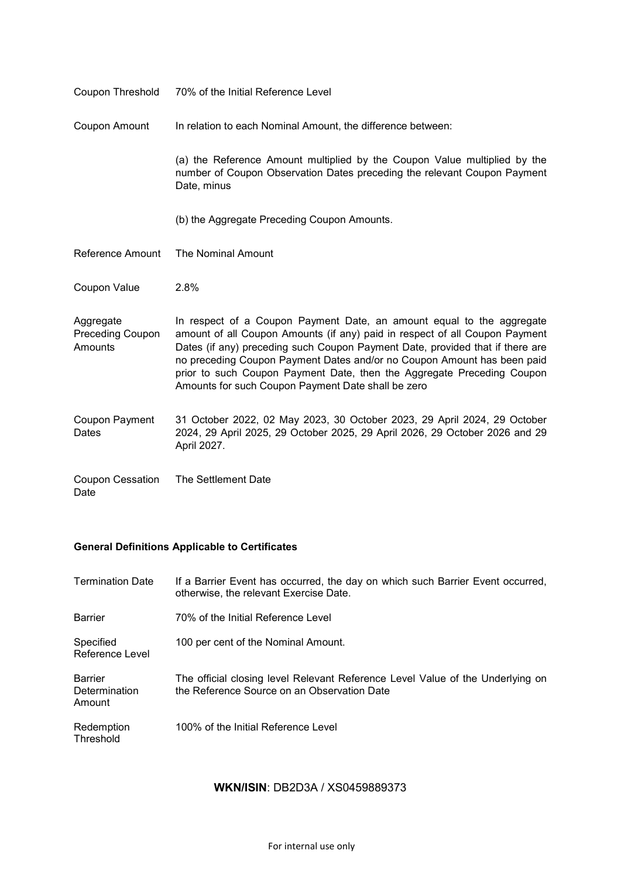| | |
|---|---|
| Coupon Threshold | 70% of the Initial Reference Level |
| Coupon Amount | In relation to each Nominal Amount, the difference between:<br><br>(a) the Reference Amount multiplied by the Coupon Value multiplied by the number of Coupon Observation Dates preceding the relevant Coupon Payment Date, minus<br><br>(b) the Aggregate Preceding Coupon Amounts. |
| Reference Amount | The Nominal Amount |
| Coupon Value | 2.8% |
| Aggregate Preceding Coupon Amounts | In respect of a Coupon Payment Date, an amount equal to the aggregate amount of all Coupon Amounts (if any) paid in respect of all Coupon Payment Dates (if any) preceding such Coupon Payment Date, provided that if there are no preceding Coupon Payment Dates and/or no Coupon Amount has been paid prior to such Coupon Payment Date, then the Aggregate Preceding Coupon Amounts for such Coupon Payment Date shall be zero |
| Coupon Payment Dates | 31 October 2022, 02 May 2023, 30 October 2023, 29 April 2024, 29 October 2024, 29 April 2025, 29 October 2025, 29 April 2026, 29 October 2026 and 29 April 2027. |
| Coupon Cessation Date | The Settlement Date |

**General Definitions Applicable to Certificates**

| | |
|---|---|
| Termination Date | If a Barrier Event has occurred, the day on which such Barrier Event occurred, otherwise, the relevant Exercise Date. |
| Barrier | 70% of the Initial Reference Level |
| Specified Reference Level | 100 per cent of the Nominal Amount. |
| Barrier Determination Amount | The official closing level Relevant Reference Level Value of the Underlying on the Reference Source on an Observation Date |
| Redemption Threshold | 100% of the Initial Reference Level |

**WKN/ISIN**: DB2D3A / XS0459889373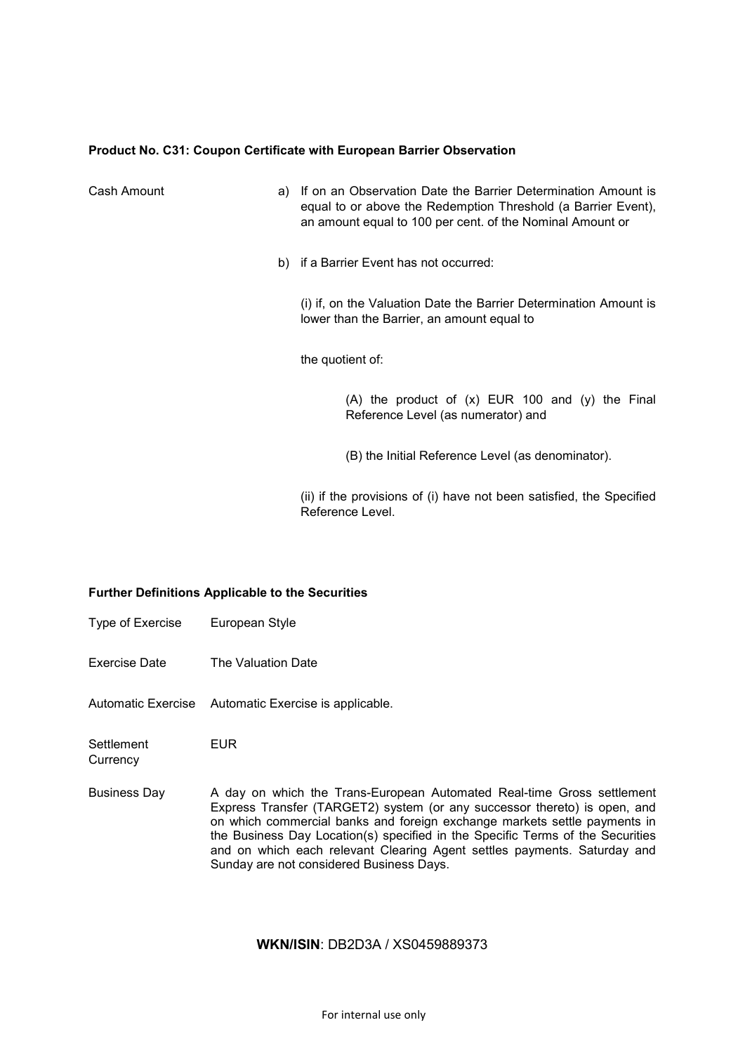**Product No. C31: Coupon Certificate with European Barrier Observation**

| | |
|---|---|
| Cash Amount | a) If on an Observation Date the Barrier Determination Amount is equal to or above the Redemption Threshold (a Barrier Event), an amount equal to 100 per cent. of the Nominal Amount or<br><br>b) if a Barrier Event has not occurred:<br><br>(i) if, on the Valuation Date the Barrier Determination Amount is lower than the Barrier, an amount equal to<br><br>the quotient of:<br><br>(A) the product of (x) EUR 100 and (y) the Final Reference Level (as numerator) and<br><br>(B) the Initial Reference Level (as denominator).<br><br>(ii) if the provisions of (i) have not been satisfied, the Specified Reference Level. |

**Further Definitions Applicable to the Securities**

| | |
|---|---|
| Type of Exercise | European Style |
| Exercise Date | The Valuation Date |
| Automatic Exercise | Automatic Exercise is applicable. |
| Settlement Currency | EUR |
| Business Day | A day on which the Trans-European Automated Real-time Gross settlement Express Transfer (TARGET2) system (or any successor thereto) is open, and on which commercial banks and foreign exchange markets settle payments in the Business Day Location(s) specified in the Specific Terms of the Securities and on which each relevant Clearing Agent settles payments. Saturday and Sunday are not considered Business Days. |

**WKN/ISIN**: DB2D3A / XS0459889373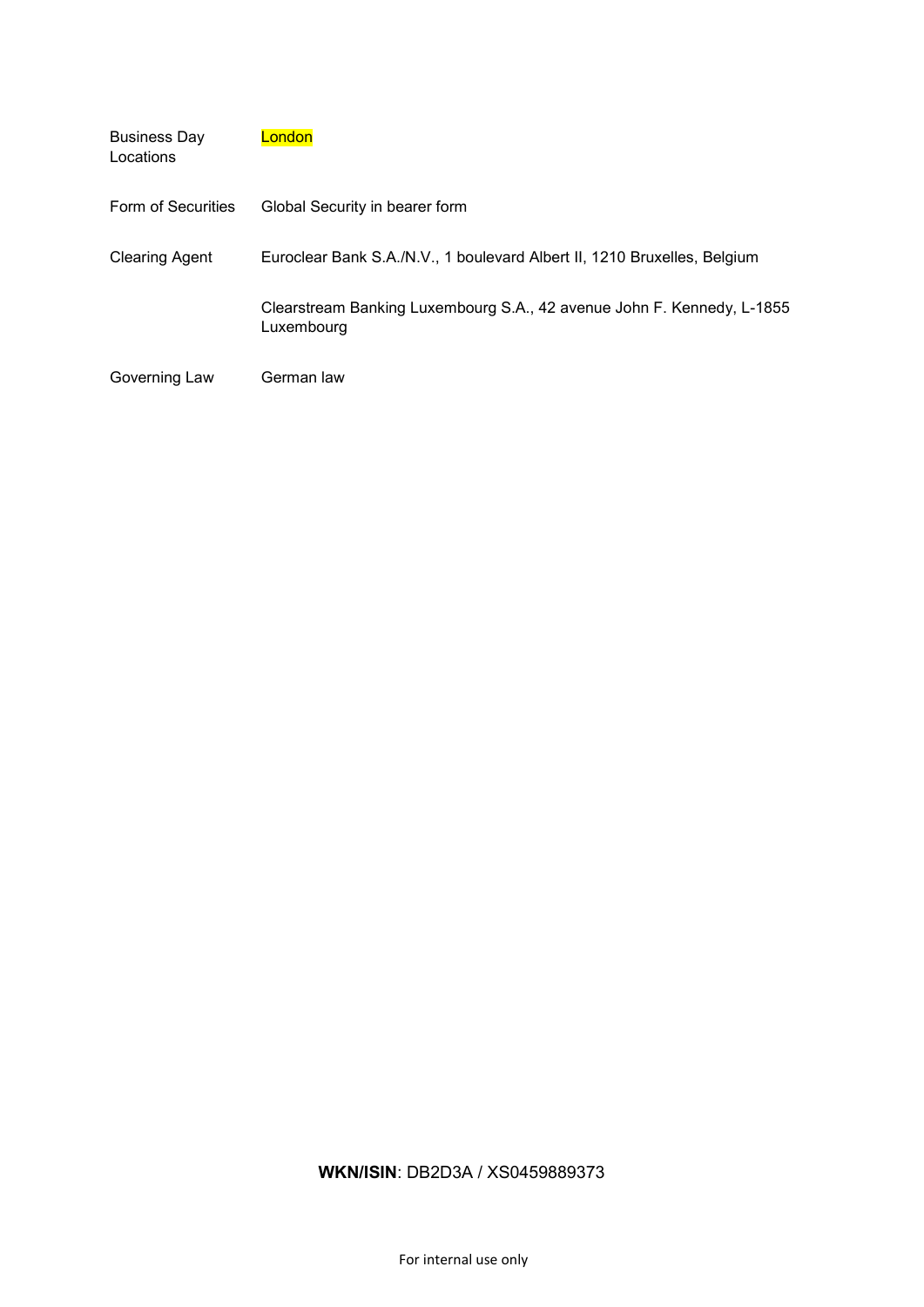| | |
|---|---|
| Business Day Locations | London |
| Form of Securities | Global Security in bearer form |
| Clearing Agent | Euroclear Bank S.A./N.V., 1 boulevard Albert II, 1210 Bruxelles, Belgium |
| | Clearstream Banking Luxembourg S.A., 42 avenue John F. Kennedy, L-1855 Luxembourg |
| Governing Law | German law |

**WKN/ISIN**: DB2D3A / XS0459889373

For internal use only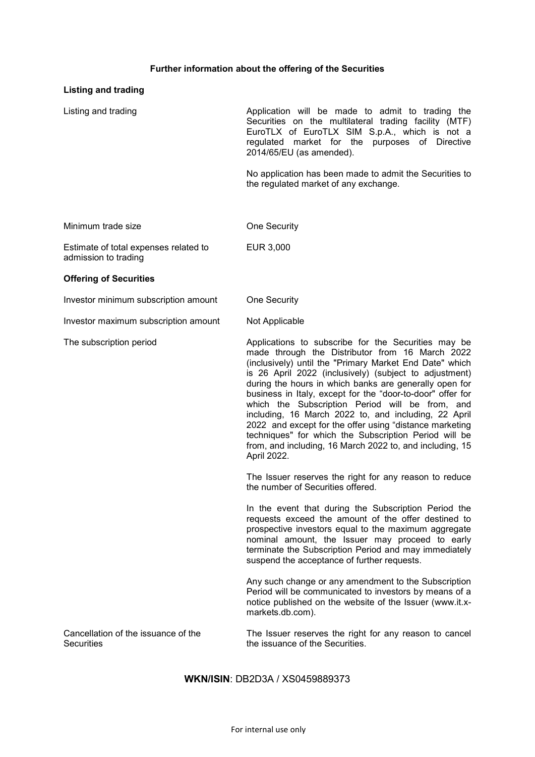## Further information about the offering of the Securities

### Listing and trading

| | |
|---|---|
| Listing and trading | Application will be made to admit to trading the Securities on the multilateral trading facility (MTF) EuroTLX of EuroTLX SIM S.p.A., which is not a regulated market for the purposes of Directive 2014/65/EU (as amended).<br><br>No application has been made to admit the Securities to the regulated market of any exchange. |
| Minimum trade size | One Security |
| Estimate of total expenses related to admission to trading | EUR 3,000 |

### Offering of Securities

| | |
|---|---|
| Investor minimum subscription amount | One Security |
| Investor maximum subscription amount | Not Applicable |
| The subscription period | Applications to subscribe for the Securities may be made through the Distributor from 16 March 2022 (inclusively) until the "Primary Market End Date" which is 26 April 2022 (inclusively) (subject to adjustment) during the hours in which banks are generally open for business in Italy, except for the "door-to-door" offer for which the Subscription Period will be from, and including, 16 March 2022 to, and including, 22 April 2022 and except for the offer using "distance marketing techniques" for which the Subscription Period will be from, and including, 16 March 2022 to, and including, 15 April 2022.<br><br>The Issuer reserves the right for any reason to reduce the number of Securities offered.<br><br>In the event that during the Subscription Period the requests exceed the amount of the offer destined to prospective investors equal to the maximum aggregate nominal amount, the Issuer may proceed to early terminate the Subscription Period and may immediately suspend the acceptance of further requests.<br><br>Any such change or any amendment to the Subscription Period will be communicated to investors by means of a notice published on the website of the Issuer (www.it.x-markets.db.com). |
| Cancellation of the issuance of the Securities | The Issuer reserves the right for any reason to cancel the issuance of the Securities. |

**WKN/ISIN**: DB2D3A / XS0459889373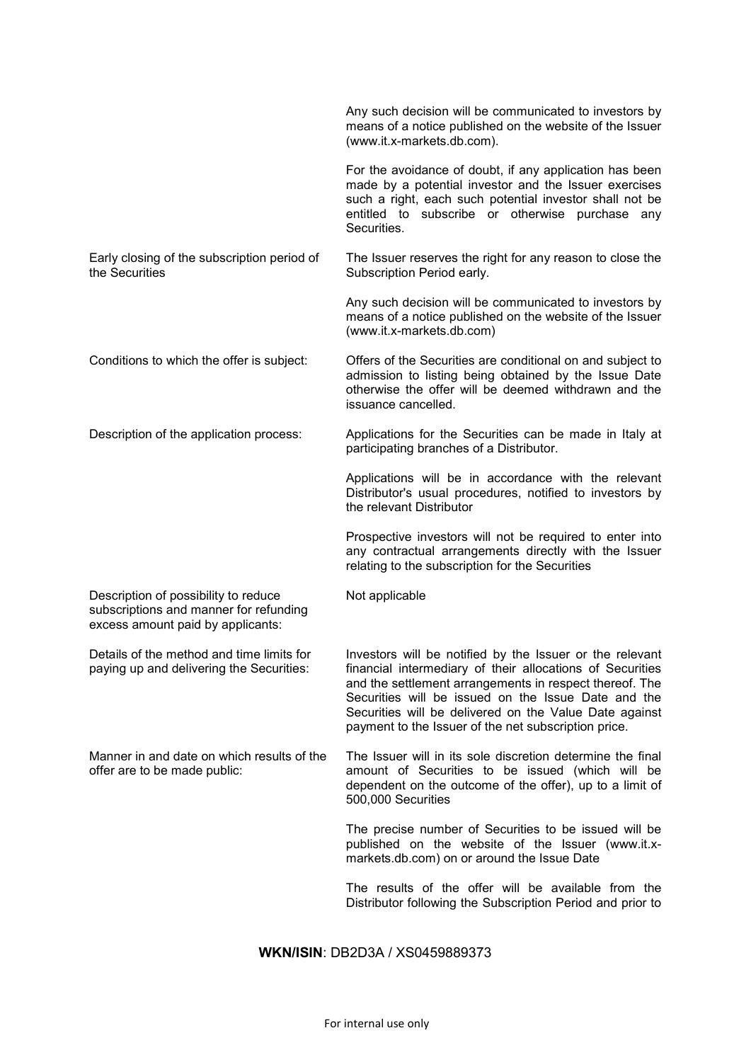| | |
|---|---|
| | Any such decision will be communicated to investors by means of a notice published on the website of the Issuer (www.it.x-markets.db.com).<br><br>For the avoidance of doubt, if any application has been made by a potential investor and the Issuer exercises such a right, each such potential investor shall not be entitled to subscribe or otherwise purchase any Securities. |
| Early closing of the subscription period of the Securities | The Issuer reserves the right for any reason to close the Subscription Period early.<br><br>Any such decision will be communicated to investors by means of a notice published on the website of the Issuer (www.it.x-markets.db.com) |
| Conditions to which the offer is subject: | Offers of the Securities are conditional on and subject to admission to listing being obtained by the Issue Date otherwise the offer will be deemed withdrawn and the issuance cancelled. |
| Description of the application process: | Applications for the Securities can be made in Italy at participating branches of a Distributor.<br><br>Applications will be in accordance with the relevant Distributor's usual procedures, notified to investors by the relevant Distributor<br><br>Prospective investors will not be required to enter into any contractual arrangements directly with the Issuer relating to the subscription for the Securities |
| Description of possibility to reduce subscriptions and manner for refunding excess amount paid by applicants: | Not applicable |
| Details of the method and time limits for paying up and delivering the Securities: | Investors will be notified by the Issuer or the relevant financial intermediary of their allocations of Securities and the settlement arrangements in respect thereof. The Securities will be issued on the Issue Date and the Securities will be delivered on the Value Date against payment to the Issuer of the net subscription price. |
| Manner in and date on which results of the offer are to be made public: | The Issuer will in its sole discretion determine the final amount of Securities to be issued (which will be dependent on the outcome of the offer), up to a limit of 500,000 Securities<br><br>The precise number of Securities to be issued will be published on the website of the Issuer (www.it.x-markets.db.com) on or around the Issue Date<br><br>The results of the offer will be available from the Distributor following the Subscription Period and prior to |

**WKN/ISIN**: DB2D3A / XS0459889373

For internal use only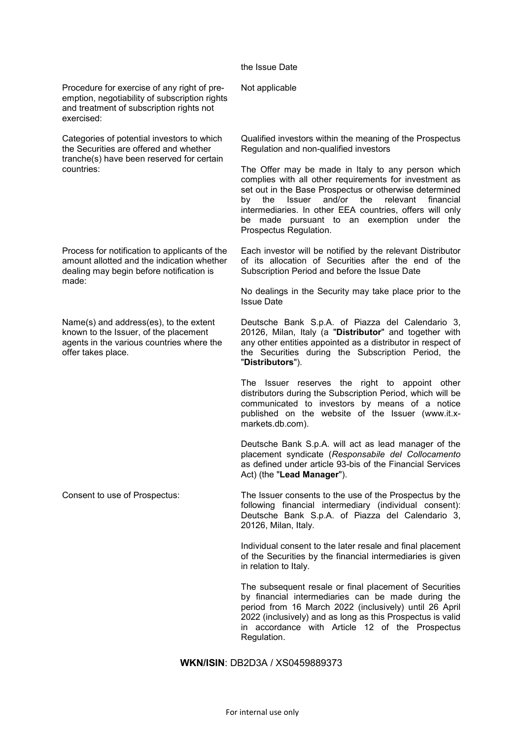| | |
|---|---|
| | the Issue Date |
| Procedure for exercise of any right of pre-emption, negotiability of subscription rights and treatment of subscription rights not exercised: | Not applicable |
| Categories of potential investors to which the Securities are offered and whether tranche(s) have been reserved for certain countries: | Qualified investors within the meaning of the Prospectus Regulation and non-qualified investors<br><br>The Offer may be made in Italy to any person which complies with all other requirements for investment as set out in the Base Prospectus or otherwise determined by the Issuer and/or the relevant financial intermediaries. In other EEA countries, offers will only be made pursuant to an exemption under the Prospectus Regulation. |
| Process for notification to applicants of the amount allotted and the indication whether dealing may begin before notification is made: | Each investor will be notified by the relevant Distributor of its allocation of Securities after the end of the Subscription Period and before the Issue Date<br><br>No dealings in the Security may take place prior to the Issue Date |
| Name(s) and address(es), to the extent known to the Issuer, of the placement agents in the various countries where the offer takes place. | Deutsche Bank S.p.A. of Piazza del Calendario 3, 20126, Milan, Italy (a "**Distributor**" and together with any other entities appointed as a distributor in respect of the Securities during the Subscription Period, the "**Distributors**").<br><br>The Issuer reserves the right to appoint other distributors during the Subscription Period, which will be communicated to investors by means of a notice published on the website of the Issuer (www.it.x-markets.db.com).<br><br>Deutsche Bank S.p.A. will act as lead manager of the placement syndicate (*Responsabile del Collocamento* as defined under article 93-bis of the Financial Services Act) (the "**Lead Manager**"). |
| Consent to use of Prospectus: | The Issuer consents to the use of the Prospectus by the following financial intermediary (individual consent): Deutsche Bank S.p.A. of Piazza del Calendario 3, 20126, Milan, Italy.<br><br>Individual consent to the later resale and final placement of the Securities by the financial intermediaries is given in relation to Italy.<br><br>The subsequent resale or final placement of Securities by financial intermediaries can be made during the period from 16 March 2022 (inclusively) until 26 April 2022 (inclusively) and as long as this Prospectus is valid in accordance with Article 12 of the Prospectus Regulation. |

**WKN/ISIN**: DB2D3A / XS0459889373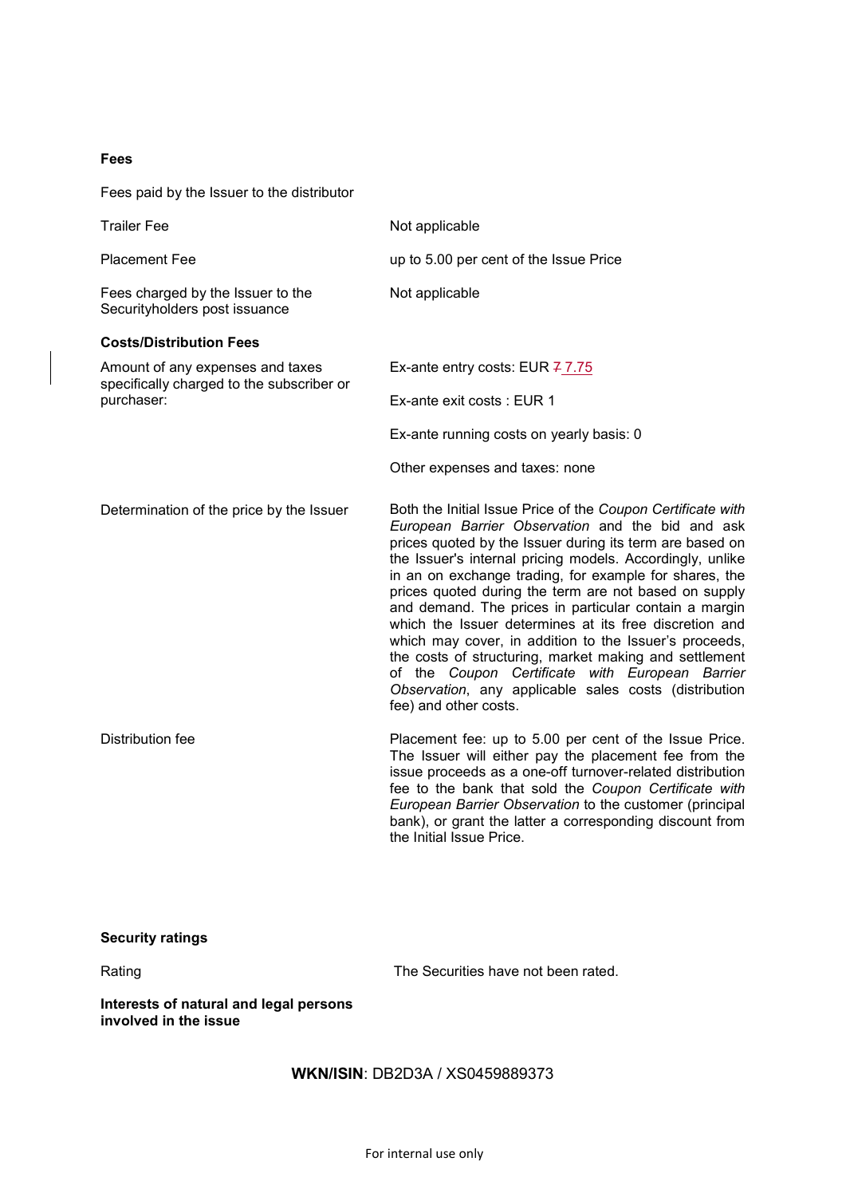**Fees**

Fees paid by the Issuer to the distributor

| | |
|---|---|
| Trailer Fee | Not applicable |
| Placement Fee | up to 5.00 per cent of the Issue Price |
| Fees charged by the Issuer to the Securityholders post issuance | Not applicable |

**Costs/Distribution Fees**

| | |
|---|---|
| Amount of any expenses and taxes specifically charged to the subscriber or purchaser: | Ex-ante entry costs: EUR ~~7~~ 7.75<br><br>Ex-ante exit costs : EUR 1<br><br>Ex-ante running costs on yearly basis: 0<br><br>Other expenses and taxes: none |
| Determination of the price by the Issuer | Both the Initial Issue Price of the *Coupon Certificate with European Barrier Observation* and the bid and ask prices quoted by the Issuer during its term are based on the Issuer's internal pricing models. Accordingly, unlike in an on exchange trading, for example for shares, the prices quoted during the term are not based on supply and demand. The prices in particular contain a margin which the Issuer determines at its free discretion and which may cover, in addition to the Issuer's proceeds, the costs of structuring, market making and settlement of the *Coupon Certificate with European Barrier Observation*, any applicable sales costs (distribution fee) and other costs. |
| Distribution fee | Placement fee: up to 5.00 per cent of the Issue Price. The Issuer will either pay the placement fee from the issue proceeds as a one-off turnover-related distribution fee to the bank that sold the *Coupon Certificate with European Barrier Observation* to the customer (principal bank), or grant the latter a corresponding discount from the Initial Issue Price. |

**Security ratings**

| | |
|---|---|
| Rating | The Securities have not been rated. |

**Interests of natural and legal persons involved in the issue**

**WKN/ISIN**: DB2D3A / XS0459889373

For internal use only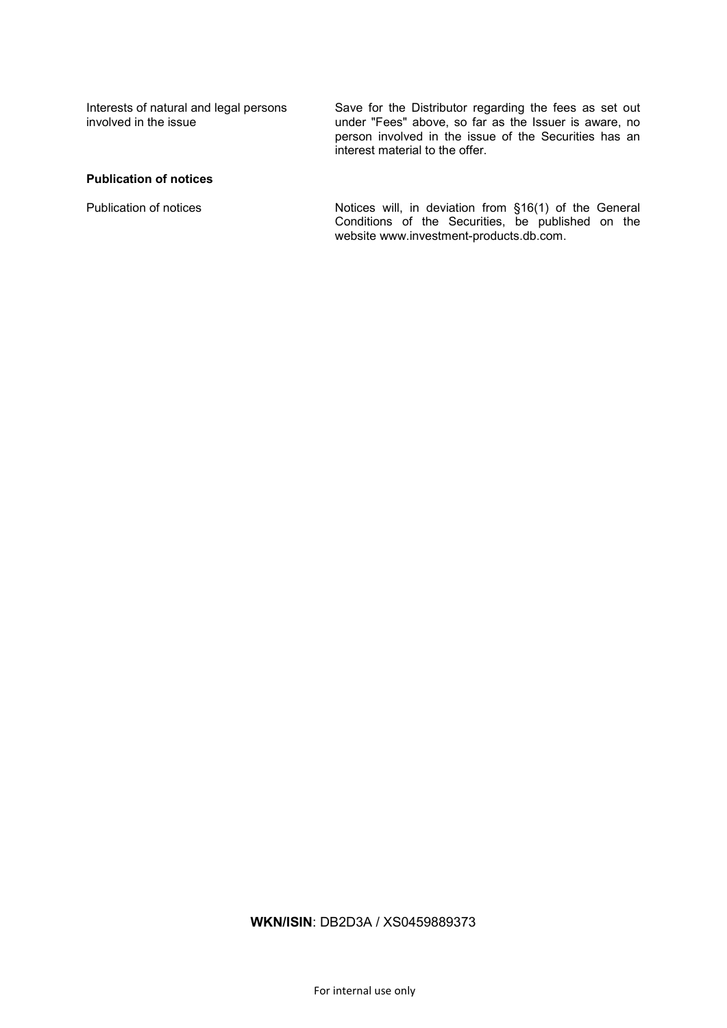| | |
|---|---|
| Interests of natural and legal persons involved in the issue | Save for the Distributor regarding the fees as set out under "Fees" above, so far as the Issuer is aware, no person involved in the issue of the Securities has an interest material to the offer. |

**Publication of notices**

| | |
|---|---|
| Publication of notices | Notices will, in deviation from §16(1) of the General Conditions of the Securities, be published on the website www.investment-products.db.com. |

**WKN/ISIN**: DB2D3A / XS0459889373

For internal use only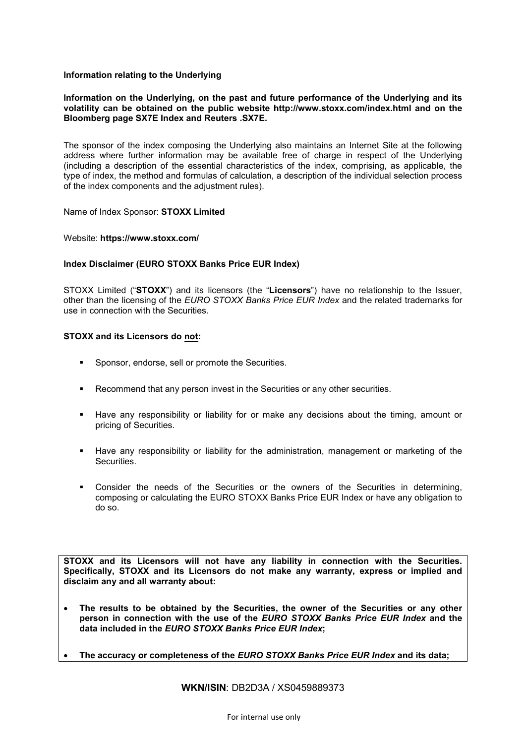**Information relating to the Underlying**

**Information on the Underlying, on the past and future performance of the Underlying and its volatility can be obtained on the public website http://www.stoxx.com/index.html and on the Bloomberg page SX7E Index and Reuters .SX7E.**

The sponsor of the index composing the Underlying also maintains an Internet Site at the following address where further information may be available free of charge in respect of the Underlying (including a description of the essential characteristics of the index, comprising, as applicable, the type of index, the method and formulas of calculation, a description of the individual selection process of the index components and the adjustment rules).

Name of Index Sponsor: **STOXX Limited**

Website: **https://www.stoxx.com/**

**Index Disclaimer (EURO STOXX Banks Price EUR Index)**

STOXX Limited ("**STOXX**") and its licensors (the "**Licensors**") have no relationship to the Issuer, other than the licensing of the *EURO STOXX Banks Price EUR Index* and the related trademarks for use in connection with the Securities.

**STOXX and its Licensors do <u>not</u>:**

- Sponsor, endorse, sell or promote the Securities.
- Recommend that any person invest in the Securities or any other securities.
- Have any responsibility or liability for or make any decisions about the timing, amount or pricing of Securities.
- Have any responsibility or liability for the administration, management or marketing of the Securities.
- Consider the needs of the Securities or the owners of the Securities in determining, composing or calculating the EURO STOXX Banks Price EUR Index or have any obligation to do so.

**STOXX and its Licensors will not have any liability in connection with the Securities. Specifically, STOXX and its Licensors do not make any warranty, express or implied and disclaim any and all warranty about:**

- **The results to be obtained by the Securities, the owner of the Securities or any other person in connection with the use of the *EURO STOXX Banks Price EUR Index* and the data included in the *EURO STOXX Banks Price EUR Index*;**
- **The accuracy or completeness of the *EURO STOXX Banks Price EUR Index* and its data;**

**WKN/ISIN**: DB2D3A / XS0459889373

For internal use only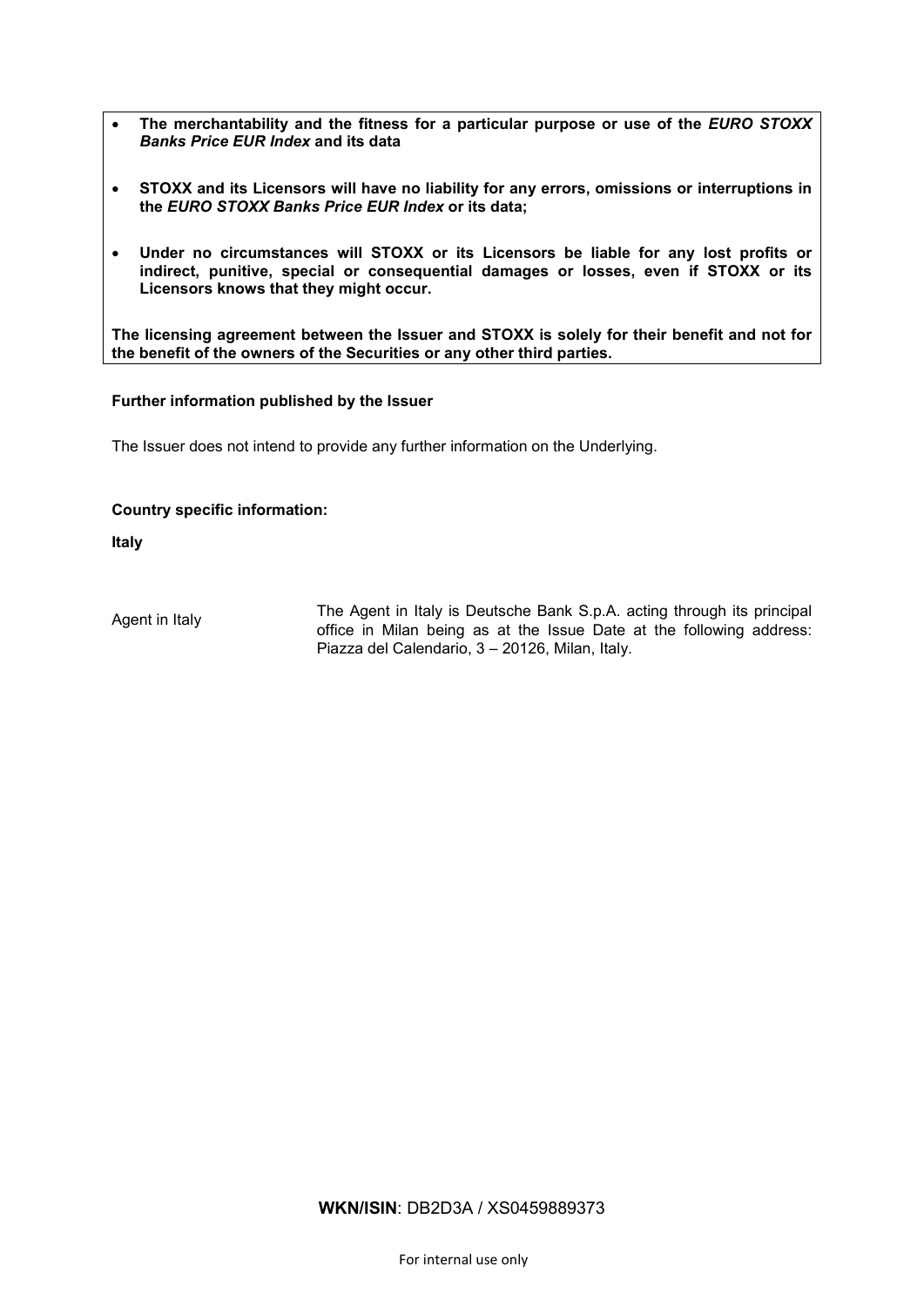- **The merchantability and the fitness for a particular purpose or use of the *EURO STOXX Banks Price EUR Index* and its data**

- **STOXX and its Licensors will have no liability for any errors, omissions or interruptions in the *EURO STOXX Banks Price EUR Index* or its data;**

- **Under no circumstances will STOXX or its Licensors be liable for any lost profits or indirect, punitive, special or consequential damages or losses, even if STOXX or its Licensors knows that they might occur.**

**The licensing agreement between the Issuer and STOXX is solely for their benefit and not for the benefit of the owners of the Securities or any other third parties.**

**Further information published by the Issuer**

The Issuer does not intend to provide any further information on the Underlying.

**Country specific information:**

**Italy**

| | |
|---|---|
| Agent in Italy | The Agent in Italy is Deutsche Bank S.p.A. acting through its principal office in Milan being as at the Issue Date at the following address: Piazza del Calendario, 3 – 20126, Milan, Italy. |

**WKN/ISIN**: DB2D3A / XS0459889373

For internal use only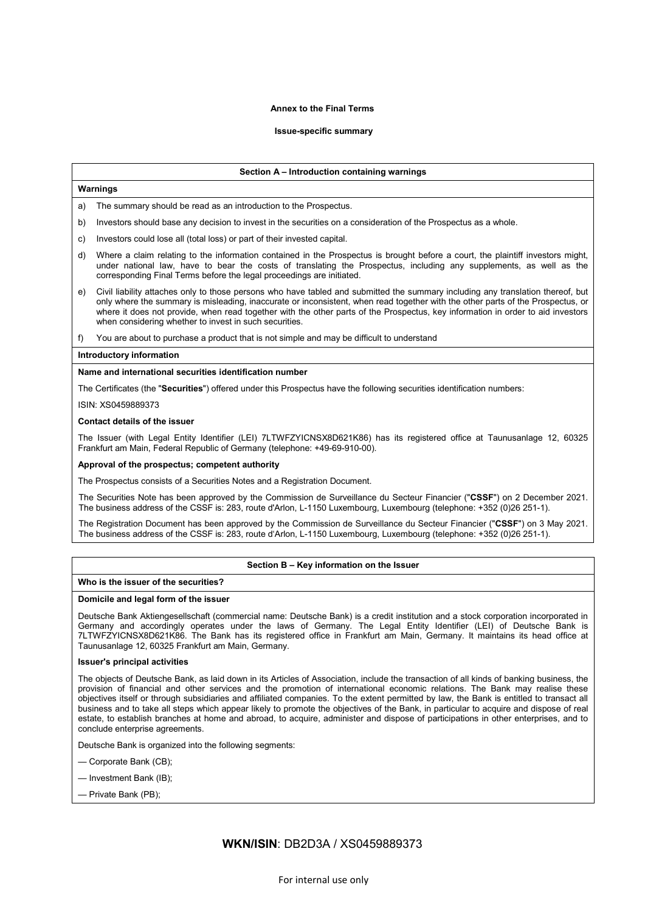**Annex to the Final Terms**

**Issue-specific summary**

## Section A – Introduction containing warnings

### Warnings

a) The summary should be read as an introduction to the Prospectus.

b) Investors should base any decision to invest in the securities on a consideration of the Prospectus as a whole.

c) Investors could lose all (total loss) or part of their invested capital.

d) Where a claim relating to the information contained in the Prospectus is brought before a court, the plaintiff investors might, under national law, have to bear the costs of translating the Prospectus, including any supplements, as well as the corresponding Final Terms before the legal proceedings are initiated.

e) Civil liability attaches only to those persons who have tabled and submitted the summary including any translation thereof, but only where the summary is misleading, inaccurate or inconsistent, when read together with the other parts of the Prospectus, or where it does not provide, when read together with the other parts of the Prospectus, key information in order to aid investors when considering whether to invest in such securities.

f) You are about to purchase a product that is not simple and may be difficult to understand

### Introductory information

**Name and international securities identification number**

The Certificates (the "**Securities**") offered under this Prospectus have the following securities identification numbers:

ISIN: XS0459889373

**Contact details of the issuer**

The Issuer (with Legal Entity Identifier (LEI) 7LTWFZYICNSX8D621K86) has its registered office at Taunusanlage 12, 60325 Frankfurt am Main, Federal Republic of Germany (telephone: +49-69-910-00).

**Approval of the prospectus; competent authority**

The Prospectus consists of a Securities Notes and a Registration Document.

The Securities Note has been approved by the Commission de Surveillance du Secteur Financier ("**CSSF**") on 2 December 2021. The business address of the CSSF is: 283, route d'Arlon, L-1150 Luxembourg, Luxembourg (telephone: +352 (0)26 251-1).

The Registration Document has been approved by the Commission de Surveillance du Secteur Financier ("**CSSF**") on 3 May 2021. The business address of the CSSF is: 283, route d'Arlon, L-1150 Luxembourg, Luxembourg (telephone: +352 (0)26 251-1).

## Section B – Key information on the Issuer

### Who is the issuer of the securities?

**Domicile and legal form of the issuer**

Deutsche Bank Aktiengesellschaft (commercial name: Deutsche Bank) is a credit institution and a stock corporation incorporated in Germany and accordingly operates under the laws of Germany. The Legal Entity Identifier (LEI) of Deutsche Bank is 7LTWFZYICNSX8D621K86. The Bank has its registered office in Frankfurt am Main, Germany. It maintains its head office at Taunusanlage 12, 60325 Frankfurt am Main, Germany.

**Issuer's principal activities**

The objects of Deutsche Bank, as laid down in its Articles of Association, include the transaction of all kinds of banking business, the provision of financial and other services and the promotion of international economic relations. The Bank may realise these objectives itself or through subsidiaries and affiliated companies. To the extent permitted by law, the Bank is entitled to transact all business and to take all steps which appear likely to promote the objectives of the Bank, in particular to acquire and dispose of real estate, to establish branches at home and abroad, to acquire, administer and dispose of participations in other enterprises, and to conclude enterprise agreements.

Deutsche Bank is organized into the following segments:

— Corporate Bank (CB);

— Investment Bank (IB);

— Private Bank (PB);

**WKN/ISIN**: DB2D3A / XS0459889373

For internal use only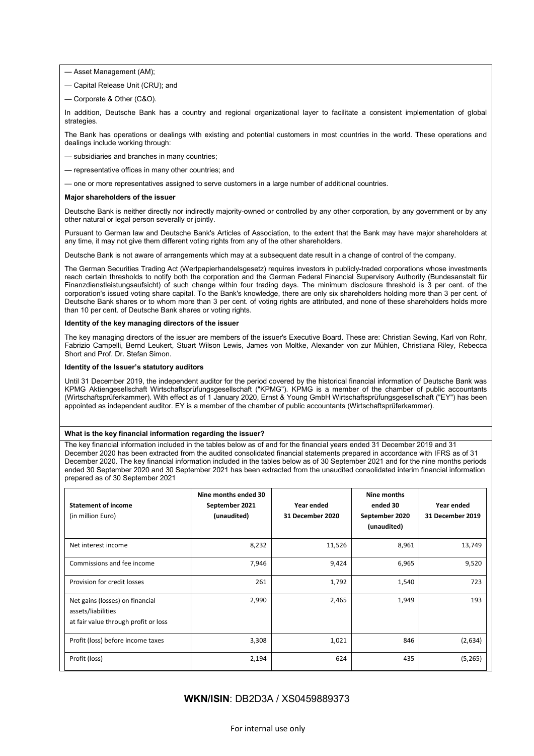— Asset Management (AM);

— Capital Release Unit (CRU); and

— Corporate & Other (C&O).

In addition, Deutsche Bank has a country and regional organizational layer to facilitate a consistent implementation of global strategies.

The Bank has operations or dealings with existing and potential customers in most countries in the world. These operations and dealings include working through:

— subsidiaries and branches in many countries;

— representative offices in many other countries; and

— one or more representatives assigned to serve customers in a large number of additional countries.

**Major shareholders of the issuer**

Deutsche Bank is neither directly nor indirectly majority-owned or controlled by any other corporation, by any government or by any other natural or legal person severally or jointly.

Pursuant to German law and Deutsche Bank's Articles of Association, to the extent that the Bank may have major shareholders at any time, it may not give them different voting rights from any of the other shareholders.

Deutsche Bank is not aware of arrangements which may at a subsequent date result in a change of control of the company.

The German Securities Trading Act (Wertpapierhandelsgesetz) requires investors in publicly-traded corporations whose investments reach certain thresholds to notify both the corporation and the German Federal Financial Supervisory Authority (Bundesanstalt für Finanzdienstleistungsaufsicht) of such change within four trading days. The minimum disclosure threshold is 3 per cent. of the corporation's issued voting share capital. To the Bank's knowledge, there are only six shareholders holding more than 3 per cent. of Deutsche Bank shares or to whom more than 3 per cent. of voting rights are attributed, and none of these shareholders holds more than 10 per cent. of Deutsche Bank shares or voting rights.

**Identity of the key managing directors of the issuer**

The key managing directors of the issuer are members of the issuer's Executive Board. These are: Christian Sewing, Karl von Rohr, Fabrizio Campelli, Bernd Leukert, Stuart Wilson Lewis, James von Moltke, Alexander von zur Mühlen, Christiana Riley, Rebecca Short and Prof. Dr. Stefan Simon.

**Identity of the Issuer's statutory auditors**

Until 31 December 2019, the independent auditor for the period covered by the historical financial information of Deutsche Bank was KPMG Aktiengesellschaft Wirtschaftsprüfungsgesellschaft ("KPMG"). KPMG is a member of the chamber of public accountants (Wirtschaftsprüferkammer). With effect as of 1 January 2020, Ernst & Young GmbH Wirtschaftsprüfungsgesellschaft ("EY") has been appointed as independent auditor. EY is a member of the chamber of public accountants (Wirtschaftsprüferkammer).

**What is the key financial information regarding the issuer?**

The key financial information included in the tables below as of and for the financial years ended 31 December 2019 and 31 December 2020 has been extracted from the audited consolidated financial statements prepared in accordance with IFRS as of 31 December 2020. The key financial information included in the tables below as of 30 September 2021 and for the nine months periods ended 30 September 2020 and 30 September 2021 has been extracted from the unaudited consolidated interim financial information prepared as of 30 September 2021

| **Statement of income** (in million Euro) | **Nine months ended 30 September 2021 (unaudited)** | **Year ended 31 December 2020** | **Nine months ended 30 September 2020 (unaudited)** | **Year ended 31 December 2019** |
|---|---|---|---|---|
| Net interest income | 8,232 | 11,526 | 8,961 | 13,749 |
| Commissions and fee income | 7,946 | 9,424 | 6,965 | 9,520 |
| Provision for credit losses | 261 | 1,792 | 1,540 | 723 |
| Net gains (losses) on financial assets/liabilities at fair value through profit or loss | 2,990 | 2,465 | 1,949 | 193 |
| Profit (loss) before income taxes | 3,308 | 1,021 | 846 | (2,634) |
| Profit (loss) | 2,194 | 624 | 435 | (5,265) |

**WKN/ISIN**: DB2D3A / XS0459889373

For internal use only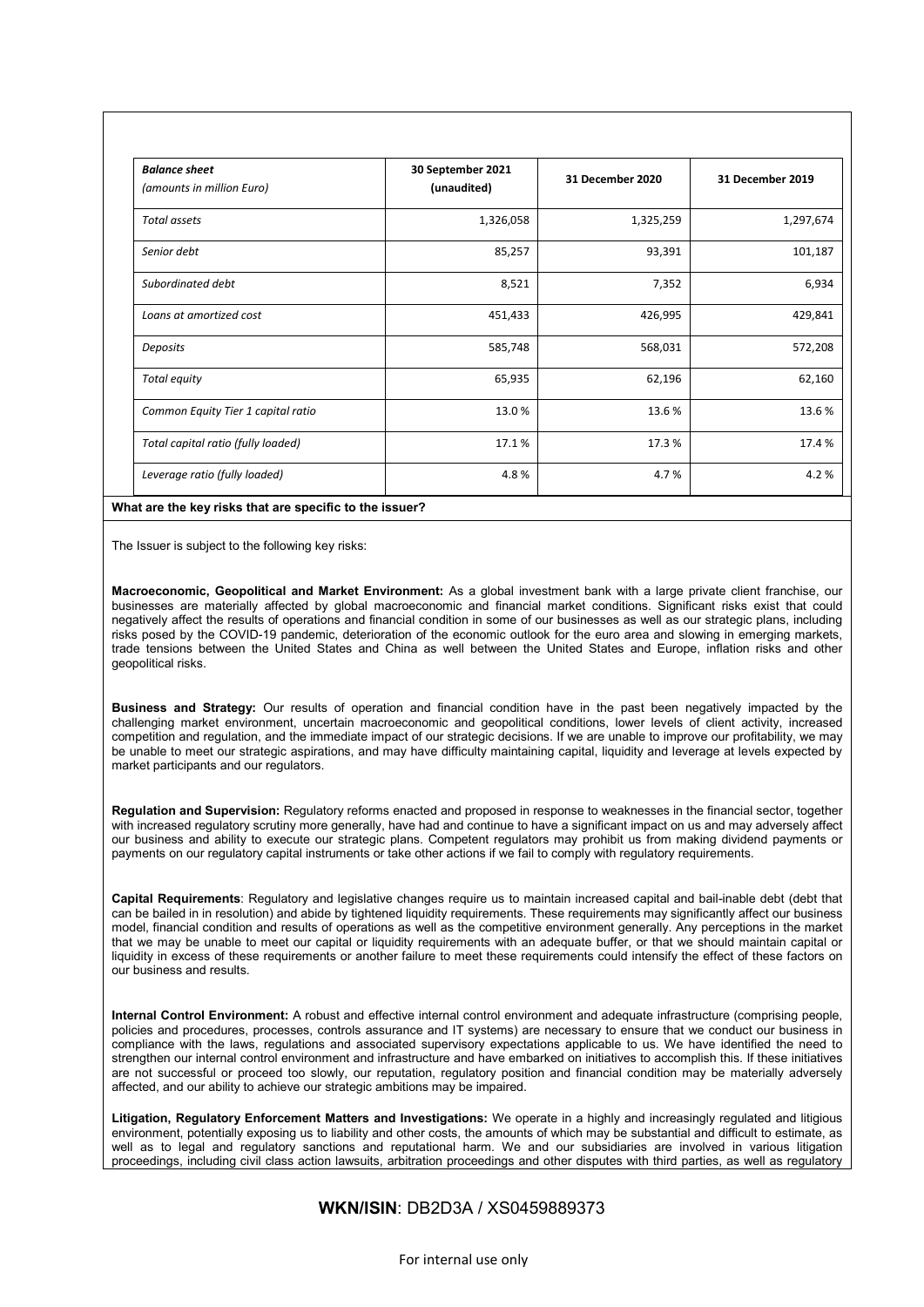| *Balance sheet* *(amounts in million Euro)* | 30 September 2021 (unaudited) | 31 December 2020 | 31 December 2019 |
|---|---|---|---|
| *Total assets* | 1,326,058 | 1,325,259 | 1,297,674 |
| *Senior debt* | 85,257 | 93,391 | 101,187 |
| *Subordinated debt* | 8,521 | 7,352 | 6,934 |
| *Loans at amortized cost* | 451,433 | 426,995 | 429,841 |
| *Deposits* | 585,748 | 568,031 | 572,208 |
| *Total equity* | 65,935 | 62,196 | 62,160 |
| *Common Equity Tier 1 capital ratio* | 13.0 % | 13.6 % | 13.6 % |
| *Total capital ratio (fully loaded)* | 17.1 % | 17.3 % | 17.4 % |
| *Leverage ratio (fully loaded)* | 4.8 % | 4.7 % | 4.2 % |

**What are the key risks that are specific to the issuer?**

The Issuer is subject to the following key risks:

**Macroeconomic, Geopolitical and Market Environment:** As a global investment bank with a large private client franchise, our businesses are materially affected by global macroeconomic and financial market conditions. Significant risks exist that could negatively affect the results of operations and financial condition in some of our businesses as well as our strategic plans, including risks posed by the COVID-19 pandemic, deterioration of the economic outlook for the euro area and slowing in emerging markets, trade tensions between the United States and China as well between the United States and Europe, inflation risks and other geopolitical risks.

**Business and Strategy:** Our results of operation and financial condition have in the past been negatively impacted by the challenging market environment, uncertain macroeconomic and geopolitical conditions, lower levels of client activity, increased competition and regulation, and the immediate impact of our strategic decisions. If we are unable to improve our profitability, we may be unable to meet our strategic aspirations, and may have difficulty maintaining capital, liquidity and leverage at levels expected by market participants and our regulators.

**Regulation and Supervision:** Regulatory reforms enacted and proposed in response to weaknesses in the financial sector, together with increased regulatory scrutiny more generally, have had and continue to have a significant impact on us and may adversely affect our business and ability to execute our strategic plans. Competent regulators may prohibit us from making dividend payments or payments on our regulatory capital instruments or take other actions if we fail to comply with regulatory requirements.

**Capital Requirements**: Regulatory and legislative changes require us to maintain increased capital and bail-inable debt (debt that can be bailed in in resolution) and abide by tightened liquidity requirements. These requirements may significantly affect our business model, financial condition and results of operations as well as the competitive environment generally. Any perceptions in the market that we may be unable to meet our capital or liquidity requirements with an adequate buffer, or that we should maintain capital or liquidity in excess of these requirements or another failure to meet these requirements could intensify the effect of these factors on our business and results.

**Internal Control Environment:** A robust and effective internal control environment and adequate infrastructure (comprising people, policies and procedures, processes, controls assurance and IT systems) are necessary to ensure that we conduct our business in compliance with the laws, regulations and associated supervisory expectations applicable to us. We have identified the need to strengthen our internal control environment and infrastructure and have embarked on initiatives to accomplish this. If these initiatives are not successful or proceed too slowly, our reputation, regulatory position and financial condition may be materially adversely affected, and our ability to achieve our strategic ambitions may be impaired.

**Litigation, Regulatory Enforcement Matters and Investigations:** We operate in a highly and increasingly regulated and litigious environment, potentially exposing us to liability and other costs, the amounts of which may be substantial and difficult to estimate, as well as to legal and regulatory sanctions and reputational harm. We and our subsidiaries are involved in various litigation proceedings, including civil class action lawsuits, arbitration proceedings and other disputes with third parties, as well as regulatory

**WKN/ISIN**: DB2D3A / XS0459889373

For internal use only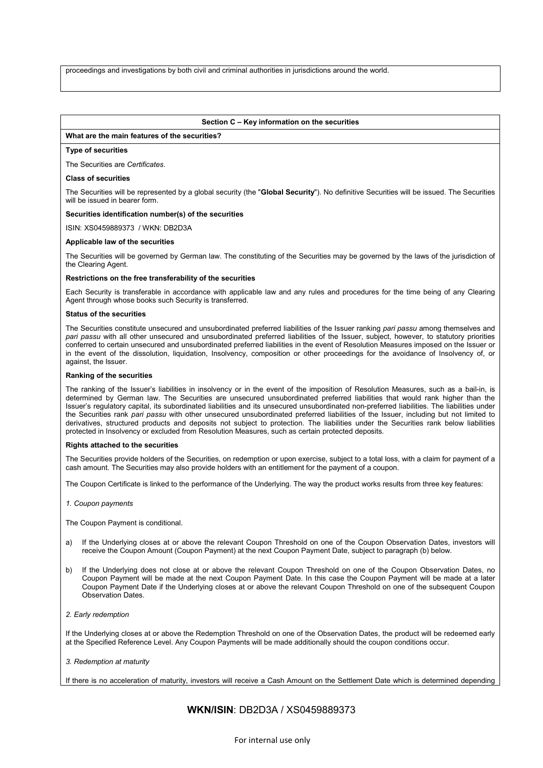proceedings and investigations by both civil and criminal authorities in jurisdictions around the world.

## Section C – Key information on the securities

### What are the main features of the securities?

**Type of securities**

The Securities are *Certificates*.

**Class of securities**

The Securities will be represented by a global security (the "**Global Security**"). No definitive Securities will be issued. The Securities will be issued in bearer form.

**Securities identification number(s) of the securities**

ISIN: XS0459889373 / WKN: DB2D3A

**Applicable law of the securities**

The Securities will be governed by German law. The constituting of the Securities may be governed by the laws of the jurisdiction of the Clearing Agent.

**Restrictions on the free transferability of the securities**

Each Security is transferable in accordance with applicable law and any rules and procedures for the time being of any Clearing Agent through whose books such Security is transferred.

**Status of the securities**

The Securities constitute unsecured and unsubordinated preferred liabilities of the Issuer ranking *pari passu* among themselves and *pari passu* with all other unsecured and unsubordinated preferred liabilities of the Issuer, subject, however, to statutory priorities conferred to certain unsecured and unsubordinated preferred liabilities in the event of Resolution Measures imposed on the Issuer or in the event of the dissolution, liquidation, Insolvency, composition or other proceedings for the avoidance of Insolvency of, or against, the Issuer.

**Ranking of the securities**

The ranking of the Issuer's liabilities in insolvency or in the event of the imposition of Resolution Measures, such as a bail-in, is determined by German law. The Securities are unsecured unsubordinated preferred liabilities that would rank higher than the Issuer's regulatory capital, its subordinated liabilities and its unsecured unsubordinated non-preferred liabilities. The liabilities under the Securities rank *pari passu* with other unsecured unsubordinated preferred liabilities of the Issuer, including but not limited to derivatives, structured products and deposits not subject to protection. The liabilities under the Securities rank below liabilities protected in Insolvency or excluded from Resolution Measures, such as certain protected deposits.

**Rights attached to the securities**

The Securities provide holders of the Securities, on redemption or upon exercise, subject to a total loss, with a claim for payment of a cash amount. The Securities may also provide holders with an entitlement for the payment of a coupon.

The Coupon Certificate is linked to the performance of the Underlying. The way the product works results from three key features:

*1. Coupon payments*

The Coupon Payment is conditional.

a) If the Underlying closes at or above the relevant Coupon Threshold on one of the Coupon Observation Dates, investors will receive the Coupon Amount (Coupon Payment) at the next Coupon Payment Date, subject to paragraph (b) below.

b) If the Underlying does not close at or above the relevant Coupon Threshold on one of the Coupon Observation Dates, no Coupon Payment will be made at the next Coupon Payment Date. In this case the Coupon Payment will be made at a later Coupon Payment Date if the Underlying closes at or above the relevant Coupon Threshold on one of the subsequent Coupon Observation Dates.

*2. Early redemption*

If the Underlying closes at or above the Redemption Threshold on one of the Observation Dates, the product will be redeemed early at the Specified Reference Level. Any Coupon Payments will be made additionally should the coupon conditions occur.

*3. Redemption at maturity*

If there is no acceleration of maturity, investors will receive a Cash Amount on the Settlement Date which is determined depending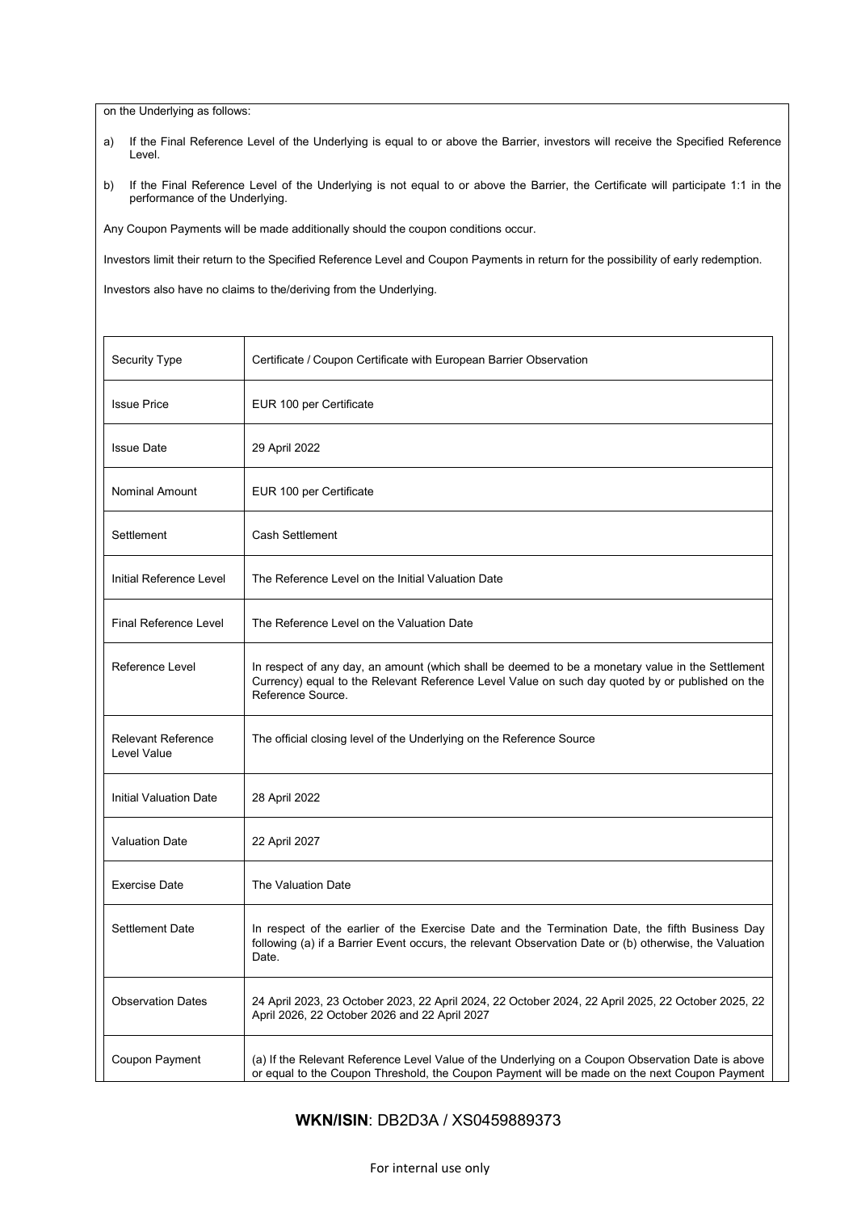on the Underlying as follows:

a) If the Final Reference Level of the Underlying is equal to or above the Barrier, investors will receive the Specified Reference Level.

b) If the Final Reference Level of the Underlying is not equal to or above the Barrier, the Certificate will participate 1:1 in the performance of the Underlying.

Any Coupon Payments will be made additionally should the coupon conditions occur.

Investors limit their return to the Specified Reference Level and Coupon Payments in return for the possibility of early redemption.

Investors also have no claims to the/deriving from the Underlying.

| | |
|---|---|
| Security Type | Certificate / Coupon Certificate with European Barrier Observation |
| Issue Price | EUR 100 per Certificate |
| Issue Date | 29 April 2022 |
| Nominal Amount | EUR 100 per Certificate |
| Settlement | Cash Settlement |
| Initial Reference Level | The Reference Level on the Initial Valuation Date |
| Final Reference Level | The Reference Level on the Valuation Date |
| Reference Level | In respect of any day, an amount (which shall be deemed to be a monetary value in the Settlement Currency) equal to the Relevant Reference Level Value on such day quoted by or published on the Reference Source. |
| Relevant Reference Level Value | The official closing level of the Underlying on the Reference Source |
| Initial Valuation Date | 28 April 2022 |
| Valuation Date | 22 April 2027 |
| Exercise Date | The Valuation Date |
| Settlement Date | In respect of the earlier of the Exercise Date and the Termination Date, the fifth Business Day following (a) if a Barrier Event occurs, the relevant Observation Date or (b) otherwise, the Valuation Date. |
| Observation Dates | 24 April 2023, 23 October 2023, 22 April 2024, 22 October 2024, 22 April 2025, 22 October 2025, 22 April 2026, 22 October 2026 and 22 April 2027 |
| Coupon Payment | (a) If the Relevant Reference Level Value of the Underlying on a Coupon Observation Date is above or equal to the Coupon Threshold, the Coupon Payment will be made on the next Coupon Payment |

**WKN/ISIN**: DB2D3A / XS0459889373

For internal use only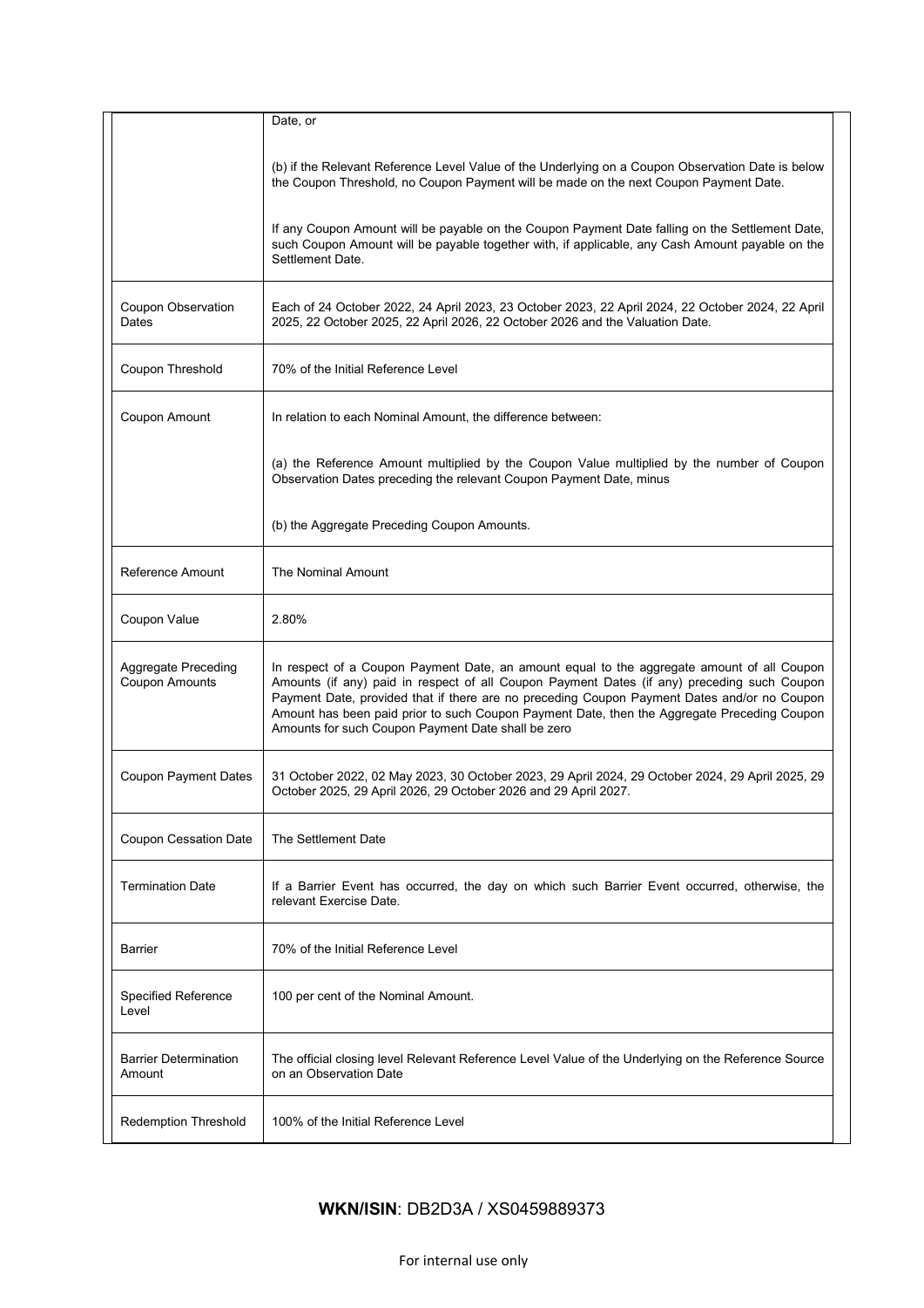| | |
|---|---|
| | Date, or<br><br>(b) if the Relevant Reference Level Value of the Underlying on a Coupon Observation Date is below the Coupon Threshold, no Coupon Payment will be made on the next Coupon Payment Date.<br><br>If any Coupon Amount will be payable on the Coupon Payment Date falling on the Settlement Date, such Coupon Amount will be payable together with, if applicable, any Cash Amount payable on the Settlement Date. |
| Coupon Observation Dates | Each of 24 October 2022, 24 April 2023, 23 October 2023, 22 April 2024, 22 October 2024, 22 April 2025, 22 October 2025, 22 April 2026, 22 October 2026 and the Valuation Date. |
| Coupon Threshold | 70% of the Initial Reference Level |
| Coupon Amount | In relation to each Nominal Amount, the difference between:<br><br>(a) the Reference Amount multiplied by the Coupon Value multiplied by the number of Coupon Observation Dates preceding the relevant Coupon Payment Date, minus<br><br>(b) the Aggregate Preceding Coupon Amounts. |
| Reference Amount | The Nominal Amount |
| Coupon Value | 2.80% |
| Aggregate Preceding Coupon Amounts | In respect of a Coupon Payment Date, an amount equal to the aggregate amount of all Coupon Amounts (if any) paid in respect of all Coupon Payment Dates (if any) preceding such Coupon Payment Date, provided that if there are no preceding Coupon Payment Dates and/or no Coupon Amount has been paid prior to such Coupon Payment Date, then the Aggregate Preceding Coupon Amounts for such Coupon Payment Date shall be zero |
| Coupon Payment Dates | 31 October 2022, 02 May 2023, 30 October 2023, 29 April 2024, 29 October 2024, 29 April 2025, 29 October 2025, 29 April 2026, 29 October 2026 and 29 April 2027. |
| Coupon Cessation Date | The Settlement Date |
| Termination Date | If a Barrier Event has occurred, the day on which such Barrier Event occurred, otherwise, the relevant Exercise Date. |
| Barrier | 70% of the Initial Reference Level |
| Specified Reference Level | 100 per cent of the Nominal Amount. |
| Barrier Determination Amount | The official closing level Relevant Reference Level Value of the Underlying on the Reference Source on an Observation Date |
| Redemption Threshold | 100% of the Initial Reference Level |

**WKN/ISIN**: DB2D3A / XS0459889373

For internal use only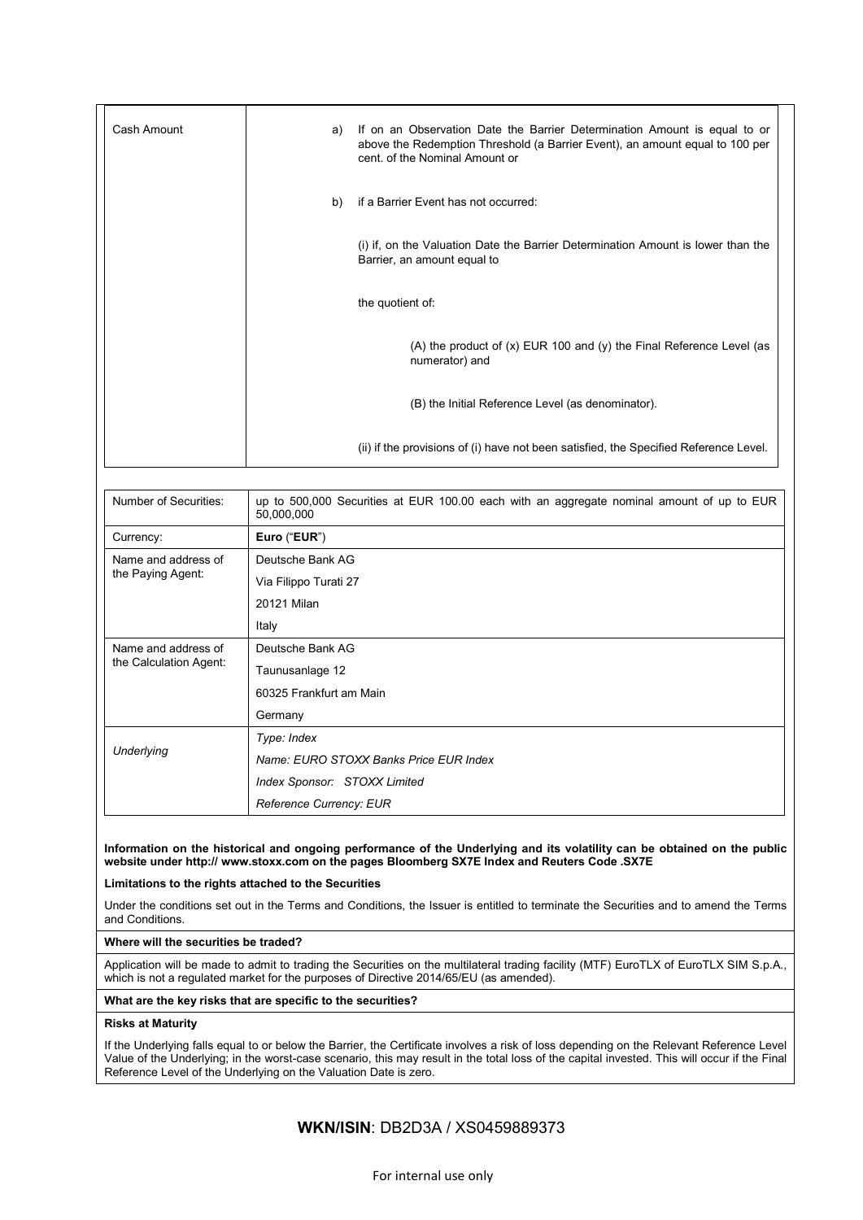| Cash Amount | a) If on an Observation Date the Barrier Determination Amount is equal to or above the Redemption Threshold (a Barrier Event), an amount equal to 100 per cent. of the Nominal Amount or<br><br>b) if a Barrier Event has not occurred:<br><br>(i) if, on the Valuation Date the Barrier Determination Amount is lower than the Barrier, an amount equal to<br><br>the quotient of:<br><br>(A) the product of (x) EUR 100 and (y) the Final Reference Level (as numerator) and<br><br>(B) the Initial Reference Level (as denominator).<br><br>(ii) if the provisions of (i) have not been satisfied, the Specified Reference Level. |
|---|---|

| Number of Securities: | up to 500,000 Securities at EUR 100.00 each with an aggregate nominal amount of up to EUR 50,000,000 |
|---|---|
| Currency: | **Euro** ("**EUR**") |
| Name and address of the Paying Agent: | Deutsche Bank AG<br>Via Filippo Turati 27<br>20121 Milan<br>Italy |
| Name and address of the Calculation Agent: | Deutsche Bank AG<br>Taunusanlage 12<br>60325 Frankfurt am Main<br>Germany |
| *Underlying* | *Type: Index*<br>*Name: EURO STOXX Banks Price EUR Index*<br>*Index Sponsor: STOXX Limited*<br>*Reference Currency: EUR* |

**Information on the historical and ongoing performance of the Underlying and its volatility can be obtained on the public website under http:// www.stoxx.com on the pages Bloomberg SX7E Index and Reuters Code .SX7E**

**Limitations to the rights attached to the Securities**

Under the conditions set out in the Terms and Conditions, the Issuer is entitled to terminate the Securities and to amend the Terms and Conditions.

**Where will the securities be traded?**

Application will be made to admit to trading the Securities on the multilateral trading facility (MTF) EuroTLX of EuroTLX SIM S.p.A., which is not a regulated market for the purposes of Directive 2014/65/EU (as amended).

**What are the key risks that are specific to the securities?**

**Risks at Maturity**

If the Underlying falls equal to or below the Barrier, the Certificate involves a risk of loss depending on the Relevant Reference Level Value of the Underlying; in the worst-case scenario, this may result in the total loss of the capital invested. This will occur if the Final Reference Level of the Underlying on the Valuation Date is zero.

**WKN/ISIN**: DB2D3A / XS0459889373

For internal use only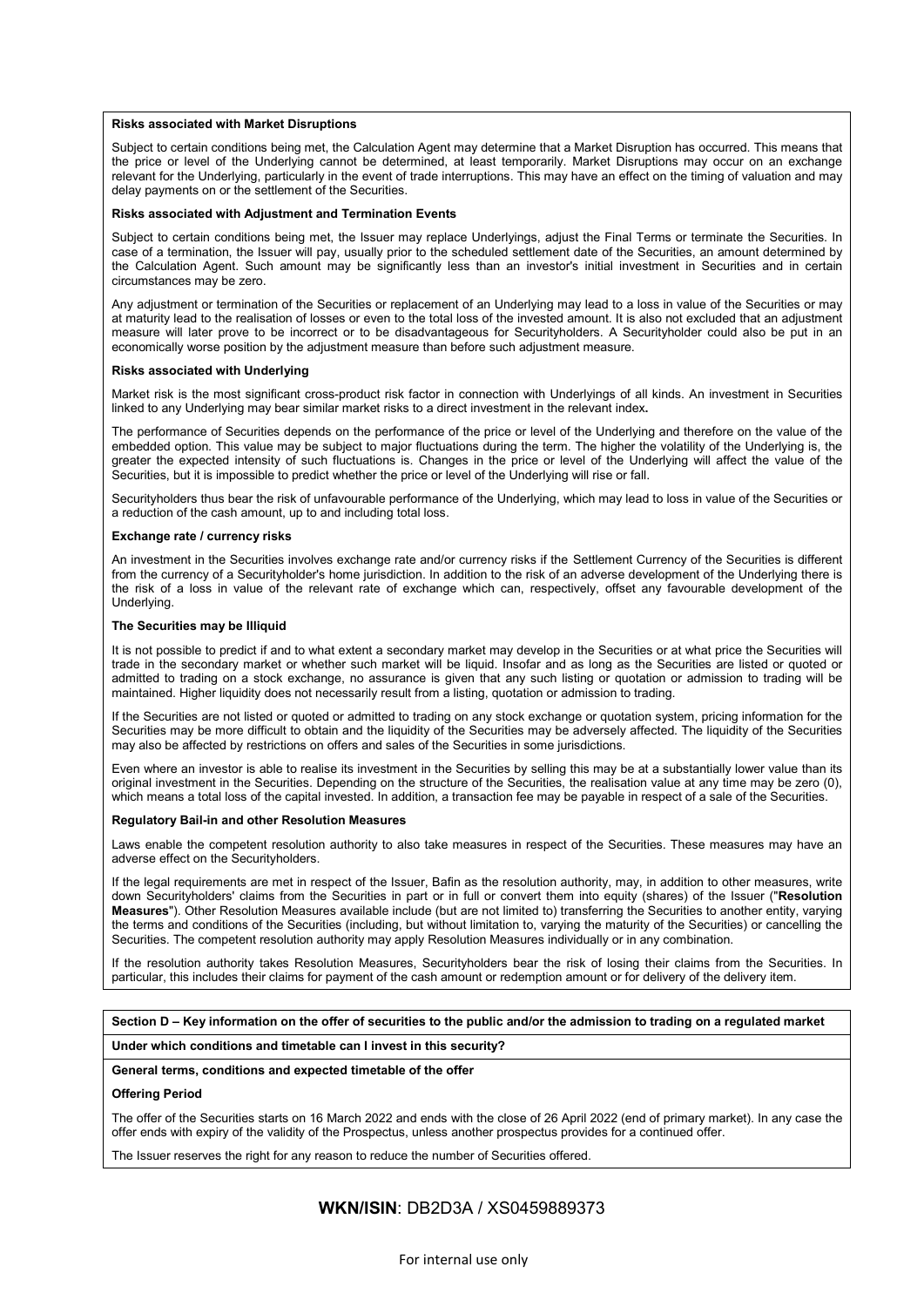**Risks associated with Market Disruptions**

Subject to certain conditions being met, the Calculation Agent may determine that a Market Disruption has occurred. This means that the price or level of the Underlying cannot be determined, at least temporarily. Market Disruptions may occur on an exchange relevant for the Underlying, particularly in the event of trade interruptions. This may have an effect on the timing of valuation and may delay payments on or the settlement of the Securities.

**Risks associated with Adjustment and Termination Events**

Subject to certain conditions being met, the Issuer may replace Underlyings, adjust the Final Terms or terminate the Securities. In case of a termination, the Issuer will pay, usually prior to the scheduled settlement date of the Securities, an amount determined by the Calculation Agent. Such amount may be significantly less than an investor's initial investment in Securities and in certain circumstances may be zero.

Any adjustment or termination of the Securities or replacement of an Underlying may lead to a loss in value of the Securities or may at maturity lead to the realisation of losses or even to the total loss of the invested amount. It is also not excluded that an adjustment measure will later prove to be incorrect or to be disadvantageous for Securityholders. A Securityholder could also be put in an economically worse position by the adjustment measure than before such adjustment measure.

**Risks associated with Underlying**

Market risk is the most significant cross-product risk factor in connection with Underlyings of all kinds. An investment in Securities linked to any Underlying may bear similar market risks to a direct investment in the relevant index**.**

The performance of Securities depends on the performance of the price or level of the Underlying and therefore on the value of the embedded option. This value may be subject to major fluctuations during the term. The higher the volatility of the Underlying is, the greater the expected intensity of such fluctuations is. Changes in the price or level of the Underlying will affect the value of the Securities, but it is impossible to predict whether the price or level of the Underlying will rise or fall.

Securityholders thus bear the risk of unfavourable performance of the Underlying, which may lead to loss in value of the Securities or a reduction of the cash amount, up to and including total loss.

**Exchange rate / currency risks**

An investment in the Securities involves exchange rate and/or currency risks if the Settlement Currency of the Securities is different from the currency of a Securityholder's home jurisdiction. In addition to the risk of an adverse development of the Underlying there is the risk of a loss in value of the relevant rate of exchange which can, respectively, offset any favourable development of the Underlying.

**The Securities may be Illiquid**

It is not possible to predict if and to what extent a secondary market may develop in the Securities or at what price the Securities will trade in the secondary market or whether such market will be liquid. Insofar and as long as the Securities are listed or quoted or admitted to trading on a stock exchange, no assurance is given that any such listing or quotation or admission to trading will be maintained. Higher liquidity does not necessarily result from a listing, quotation or admission to trading.

If the Securities are not listed or quoted or admitted to trading on any stock exchange or quotation system, pricing information for the Securities may be more difficult to obtain and the liquidity of the Securities may be adversely affected. The liquidity of the Securities may also be affected by restrictions on offers and sales of the Securities in some jurisdictions.

Even where an investor is able to realise its investment in the Securities by selling this may be at a substantially lower value than its original investment in the Securities. Depending on the structure of the Securities, the realisation value at any time may be zero (0), which means a total loss of the capital invested. In addition, a transaction fee may be payable in respect of a sale of the Securities.

**Regulatory Bail-in and other Resolution Measures**

Laws enable the competent resolution authority to also take measures in respect of the Securities. These measures may have an adverse effect on the Securityholders.

If the legal requirements are met in respect of the Issuer, Bafin as the resolution authority, may, in addition to other measures, write down Securityholders' claims from the Securities in part or in full or convert them into equity (shares) of the Issuer ("**Resolution Measures**"). Other Resolution Measures available include (but are not limited to) transferring the Securities to another entity, varying the terms and conditions of the Securities (including, but without limitation to, varying the maturity of the Securities) or cancelling the Securities. The competent resolution authority may apply Resolution Measures individually or in any combination.

If the resolution authority takes Resolution Measures, Securityholders bear the risk of losing their claims from the Securities. In particular, this includes their claims for payment of the cash amount or redemption amount or for delivery of the delivery item.

**Section D – Key information on the offer of securities to the public and/or the admission to trading on a regulated market**

**Under which conditions and timetable can I invest in this security?**

**General terms, conditions and expected timetable of the offer**

**Offering Period**

The offer of the Securities starts on 16 March 2022 and ends with the close of 26 April 2022 (end of primary market). In any case the offer ends with expiry of the validity of the Prospectus, unless another prospectus provides for a continued offer.

The Issuer reserves the right for any reason to reduce the number of Securities offered.

**WKN/ISIN**: DB2D3A / XS0459889373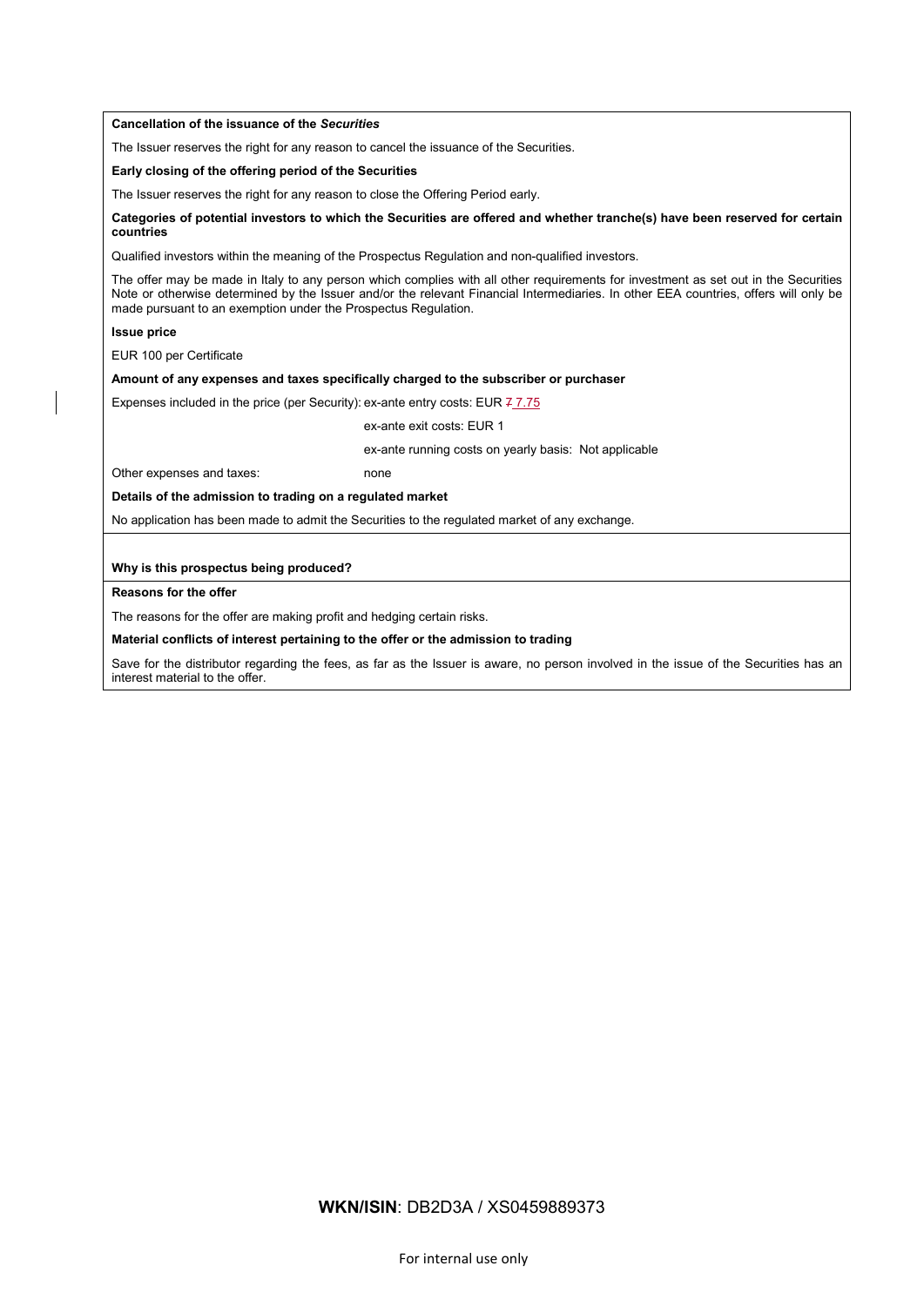**Cancellation of the issuance of the *Securities***

The Issuer reserves the right for any reason to cancel the issuance of the Securities.

**Early closing of the offering period of the Securities**

The Issuer reserves the right for any reason to close the Offering Period early.

**Categories of potential investors to which the Securities are offered and whether tranche(s) have been reserved for certain countries**

Qualified investors within the meaning of the Prospectus Regulation and non-qualified investors.

The offer may be made in Italy to any person which complies with all other requirements for investment as set out in the Securities Note or otherwise determined by the Issuer and/or the relevant Financial Intermediaries. In other EEA countries, offers will only be made pursuant to an exemption under the Prospectus Regulation.

**Issue price**

EUR 100 per Certificate

**Amount of any expenses and taxes specifically charged to the subscriber or purchaser**

| | |
|---|---|
| Expenses included in the price (per Security): | ex-ante entry costs: EUR ~~7~~ 7.75 |
| | ex-ante exit costs: EUR 1 |
| | ex-ante running costs on yearly basis: Not applicable |
| Other expenses and taxes: | none |

**Details of the admission to trading on a regulated market**

No application has been made to admit the Securities to the regulated market of any exchange.

**Why is this prospectus being produced?**

**Reasons for the offer**

The reasons for the offer are making profit and hedging certain risks.

**Material conflicts of interest pertaining to the offer or the admission to trading**

Save for the distributor regarding the fees, as far as the Issuer is aware, no person involved in the issue of the Securities has an interest material to the offer.

**WKN/ISIN**: DB2D3A / XS0459889373

For internal use only